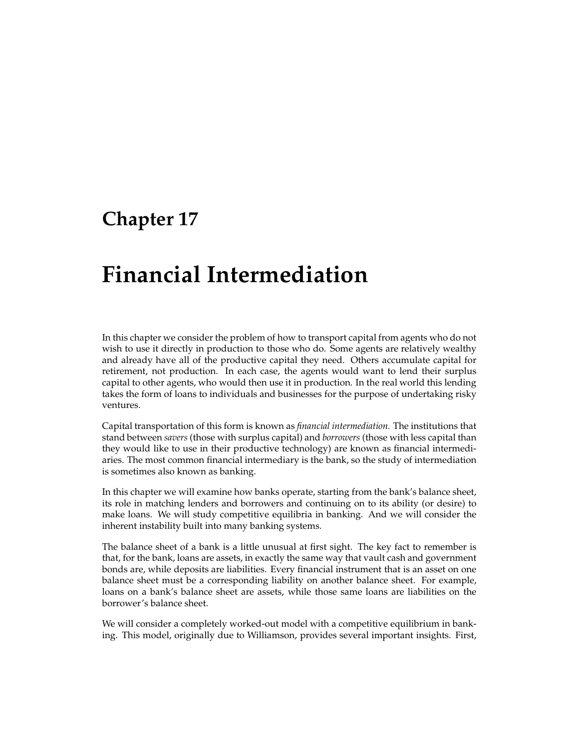# Chapter 17

# Financial Intermediation

In this chapter we consider the problem of how to transport capital from agents who do not wish to use it directly in production to those who do. Some agents are relatively wealthy and already have all of the productive capital they need. Others accumulate capital for retirement, not production. In each case, the agents would want to lend their surplus capital to other agents, who would then use it in production. In the real world this lending takes the form of loans to individuals and businesses for the purpose of undertaking risky ventures.

Capital transportation of this form is known as *financial intermediation.* The institutions that stand between *savers* (those with surplus capital) and *borrowers* (those with less capital than they would like to use in their productive technology) are known as financial intermediaries. The most common financial intermediary is the bank, so the study of intermediation is sometimes also known as banking.

In this chapter we will examine how banks operate, starting from the bank's balance sheet, its role in matching lenders and borrowers and continuing on to its ability (or desire) to make loans. We will study competitive equilibria in banking. And we will consider the inherent instability built into many banking systems.

The balance sheet of a bank is a little unusual at first sight. The key fact to remember is that, for the bank, loans are assets, in exactly the same way that vault cash and government bonds are, while deposits are liabilities. Every financial instrument that is an asset on one balance sheet must be a corresponding liability on another balance sheet. For example, loans on a bank's balance sheet are assets, while those same loans are liabilities on the borrower's balance sheet.

We will consider a completely worked-out model with a competitive equilibrium in banking. This model, originally due to Williamson, provides several important insights. First,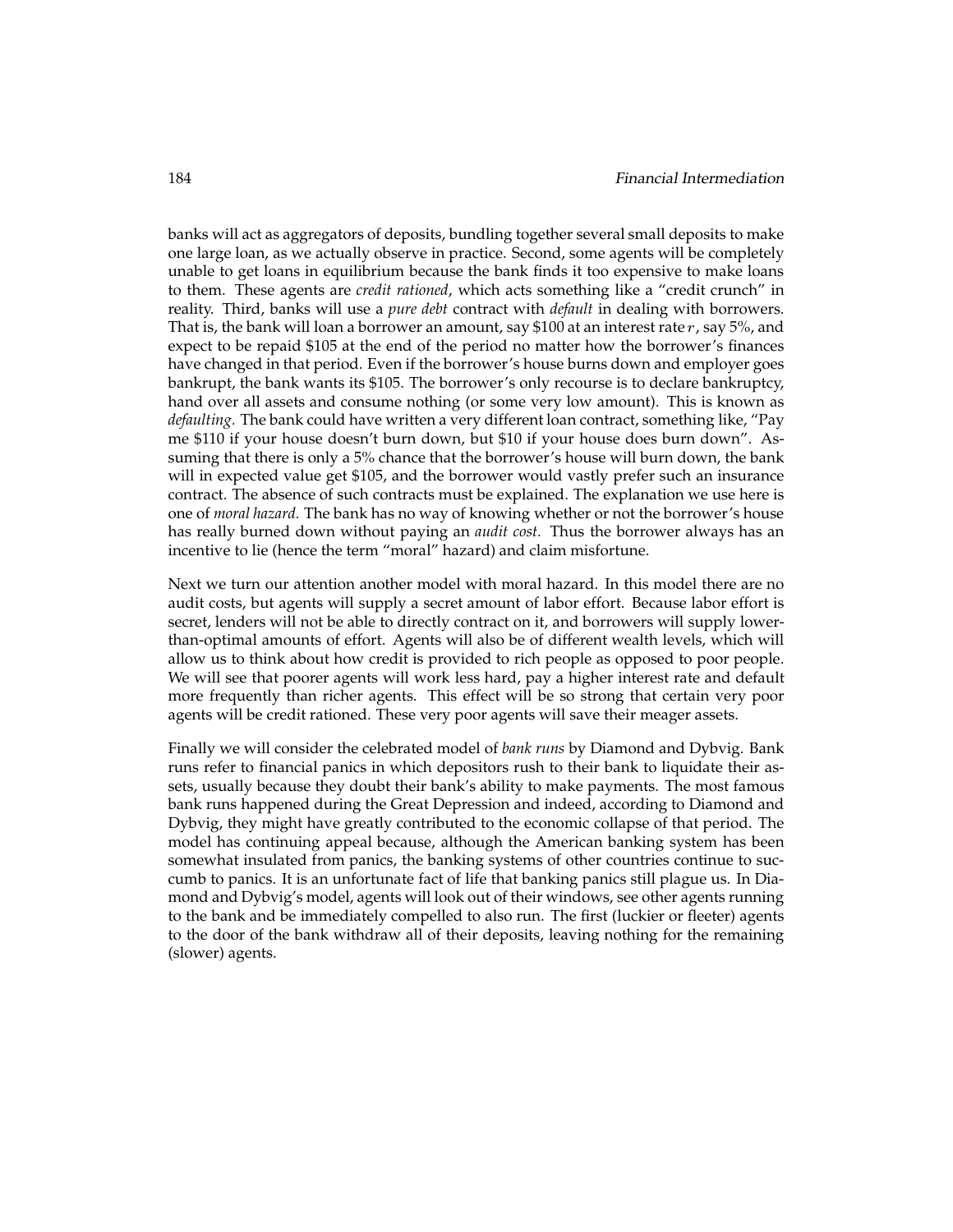banks will act as aggregators of deposits, bundling together several small deposits to make one large loan, as we actually observe in practice. Second, some agents will be completely unable to get loans in equilibrium because the bank finds it too expensive to make loans to them. These agents are *credit rationed*, which acts something like a "credit crunch" in reality. Third, banks will use a *pure debt* contract with *default* in dealing with borrowers. That is, the bank will loan a borrower an amount, say $100 at an interest rate $r$, say 5%, and expect to be repaid $105 at the end of the period no matter how the borrower's finances have changed in that period. Even if the borrower's house burns down and employer goes bankrupt, the bank wants its $105. The borrower's only recourse is to declare bankruptcy, hand over all assets and consume nothing (or some very low amount). This is known as *defaulting.* The bank could have written a very different loan contract, something like, "Pay me $110 if your house doesn't burn down, but $10 if your house does burn down". Assuming that there is only a 5% chance that the borrower's house will burn down, the bank will in expected value get $105, and the borrower would vastly prefer such an insurance contract. The absence of such contracts must be explained. The explanation we use here is one of *moral hazard.* The bank has no way of knowing whether or not the borrower's house has really burned down without paying an *audit cost.* Thus the borrower always has an incentive to lie (hence the term "moral" hazard) and claim misfortune.

Next we turn our attention another model with moral hazard. In this model there are no audit costs, but agents will supply a secret amount of labor effort. Because labor effort is secret, lenders will not be able to directly contract on it, and borrowers will supply lower-than-optimal amounts of effort. Agents will also be of different wealth levels, which will allow us to think about how credit is provided to rich people as opposed to poor people. We will see that poorer agents will work less hard, pay a higher interest rate and default more frequently than richer agents. This effect will be so strong that certain very poor agents will be credit rationed. These very poor agents will save their meager assets.

Finally we will consider the celebrated model of *bank runs* by Diamond and Dybvig. Bank runs refer to financial panics in which depositors rush to their bank to liquidate their assets, usually because they doubt their bank's ability to make payments. The most famous bank runs happened during the Great Depression and indeed, according to Diamond and Dybvig, they might have greatly contributed to the economic collapse of that period. The model has continuing appeal because, although the American banking system has been somewhat insulated from panics, the banking systems of other countries continue to succumb to panics. It is an unfortunate fact of life that banking panics still plague us. In Diamond and Dybvig's model, agents will look out of their windows, see other agents running to the bank and be immediately compelled to also run. The first (luckier or fleeter) agents to the door of the bank withdraw all of their deposits, leaving nothing for the remaining (slower) agents.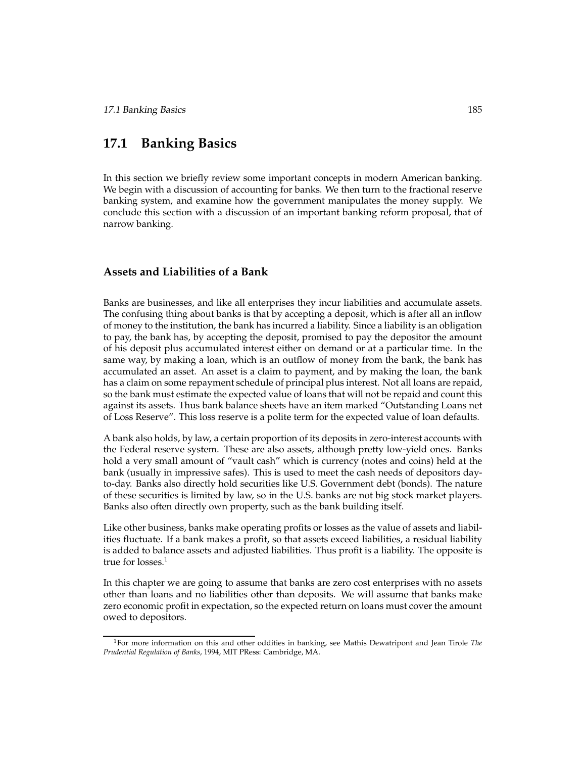## 17.1 Banking Basics

In this section we briefly review some important concepts in modern American banking. We begin with a discussion of accounting for banks. We then turn to the fractional reserve banking system, and examine how the government manipulates the money supply. We conclude this section with a discussion of an important banking reform proposal, that of narrow banking.

### Assets and Liabilities of a Bank

Banks are businesses, and like all enterprises they incur liabilities and accumulate assets. The confusing thing about banks is that by accepting a deposit, which is after all an inflow of money to the institution, the bank has incurred a liability. Since a liability is an obligation to pay, the bank has, by accepting the deposit, promised to pay the depositor the amount of his deposit plus accumulated interest either on demand or at a particular time. In the same way, by making a loan, which is an outflow of money from the bank, the bank has accumulated an asset. An asset is a claim to payment, and by making the loan, the bank has a claim on some repayment schedule of principal plus interest. Not all loans are repaid, so the bank must estimate the expected value of loans that will not be repaid and count this against its assets. Thus bank balance sheets have an item marked "Outstanding Loans net of Loss Reserve". This loss reserve is a polite term for the expected value of loan defaults.

A bank also holds, by law, a certain proportion of its deposits in zero-interest accounts with the Federal reserve system. These are also assets, although pretty low-yield ones. Banks hold a very small amount of "vault cash" which is currency (notes and coins) held at the bank (usually in impressive safes). This is used to meet the cash needs of depositors day-to-day. Banks also directly hold securities like U.S. Government debt (bonds). The nature of these securities is limited by law, so in the U.S. banks are not big stock market players. Banks also often directly own property, such as the bank building itself.

Like other business, banks make operating profits or losses as the value of assets and liabilities fluctuate. If a bank makes a profit, so that assets exceed liabilities, a residual liability is added to balance assets and adjusted liabilities. Thus profit is a liability. The opposite is true for losses.[1]

In this chapter we are going to assume that banks are zero cost enterprises with no assets other than loans and no liabilities other than deposits. We will assume that banks make zero economic profit in expectation, so the expected return on loans must cover the amount owed to depositors.

---

[1] For more information on this and other oddities in banking, see Mathis Dewatripont and Jean Tirole *The Prudential Regulation of Banks*, 1994, MIT PRess: Cambridge, MA.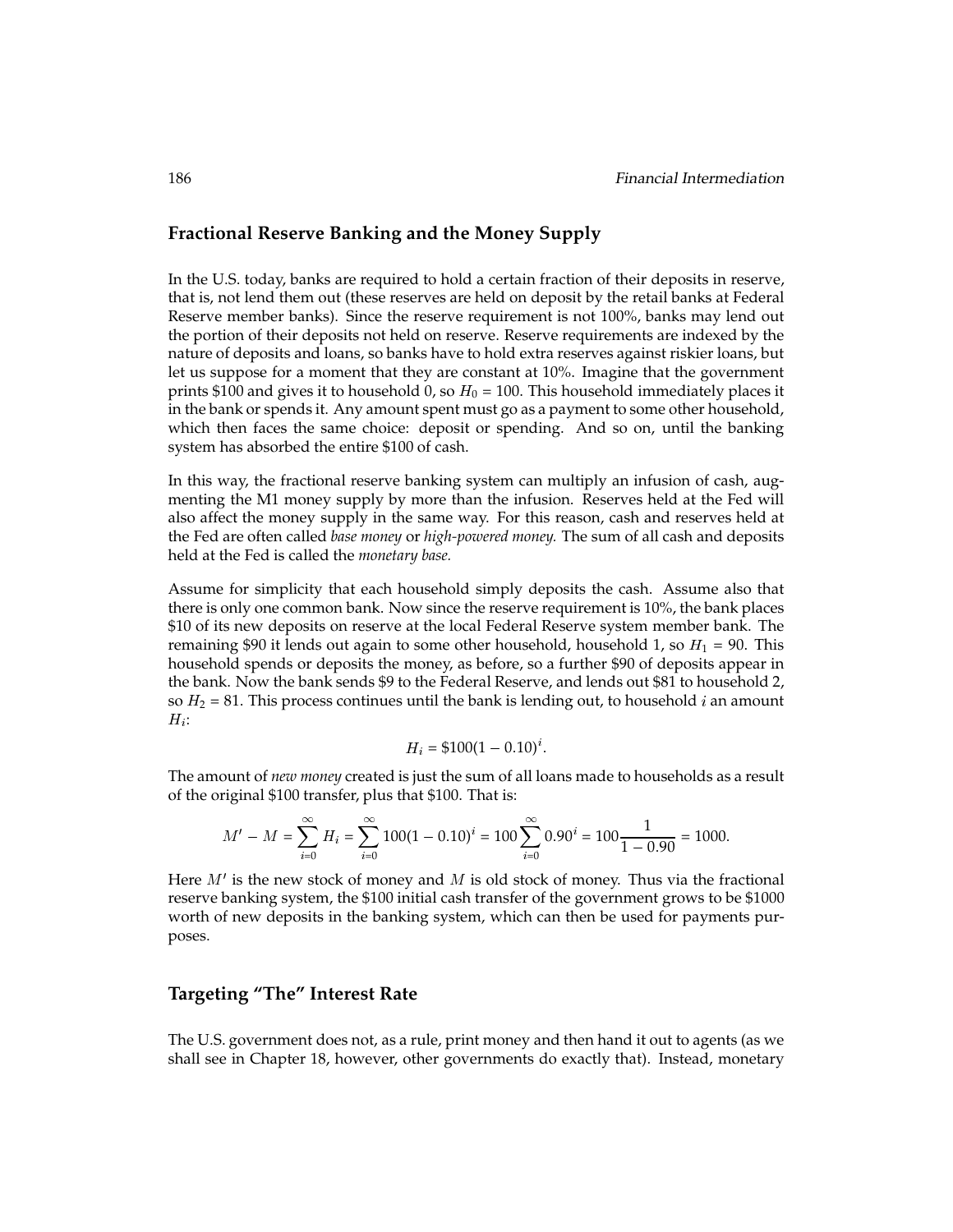## Fractional Reserve Banking and the Money Supply

In the U.S. today, banks are required to hold a certain fraction of their deposits in reserve, that is, not lend them out (these reserves are held on deposit by the retail banks at Federal Reserve member banks). Since the reserve requirement is not 100%, banks may lend out the portion of their deposits not held on reserve. Reserve requirements are indexed by the nature of deposits and loans, so banks have to hold extra reserves against riskier loans, but let us suppose for a moment that they are constant at 10%. Imagine that the government prints \$100 and gives it to household 0, so $H_0 = 100$. This household immediately places it in the bank or spends it. Any amount spent must go as a payment to some other household, which then faces the same choice: deposit or spending. And so on, until the banking system has absorbed the entire \$100 of cash.

In this way, the fractional reserve banking system can multiply an infusion of cash, augmenting the M1 money supply by more than the infusion. Reserves held at the Fed will also affect the money supply in the same way. For this reason, cash and reserves held at the Fed are often called *base money* or *high-powered money.* The sum of all cash and deposits held at the Fed is called the *monetary base.*

Assume for simplicity that each household simply deposits the cash. Assume also that there is only one common bank. Now since the reserve requirement is 10%, the bank places \$10 of its new deposits on reserve at the local Federal Reserve system member bank. The remaining \$90 it lends out again to some other household, household 1, so $H_1 = 90$. This household spends or deposits the money, as before, so a further \$90 of deposits appear in the bank. Now the bank sends \$9 to the Federal Reserve, and lends out \$81 to household 2, so $H_2 = 81$. This process continues until the bank is lending out, to household $i$ an amount $H_i$:

$$H_i = \$100(1 - 0.10)^i.$$

The amount of *new money* created is just the sum of all loans made to households as a result of the original \$100 transfer, plus that \$100. That is:

$$M' - M = \sum_{i=0}^{\infty} H_i = \sum_{i=0}^{\infty} 100(1 - 0.10)^i = 100 \sum_{i=0}^{\infty} 0.90^i = 100 \frac{1}{1 - 0.90} = 1000.$$

Here $M'$ is the new stock of money and $M$ is old stock of money. Thus via the fractional reserve banking system, the \$100 initial cash transfer of the government grows to be \$1000 worth of new deposits in the banking system, which can then be used for payments purposes.

## Targeting "The" Interest Rate

The U.S. government does not, as a rule, print money and then hand it out to agents (as we shall see in Chapter 18, however, other governments do exactly that). Instead, monetary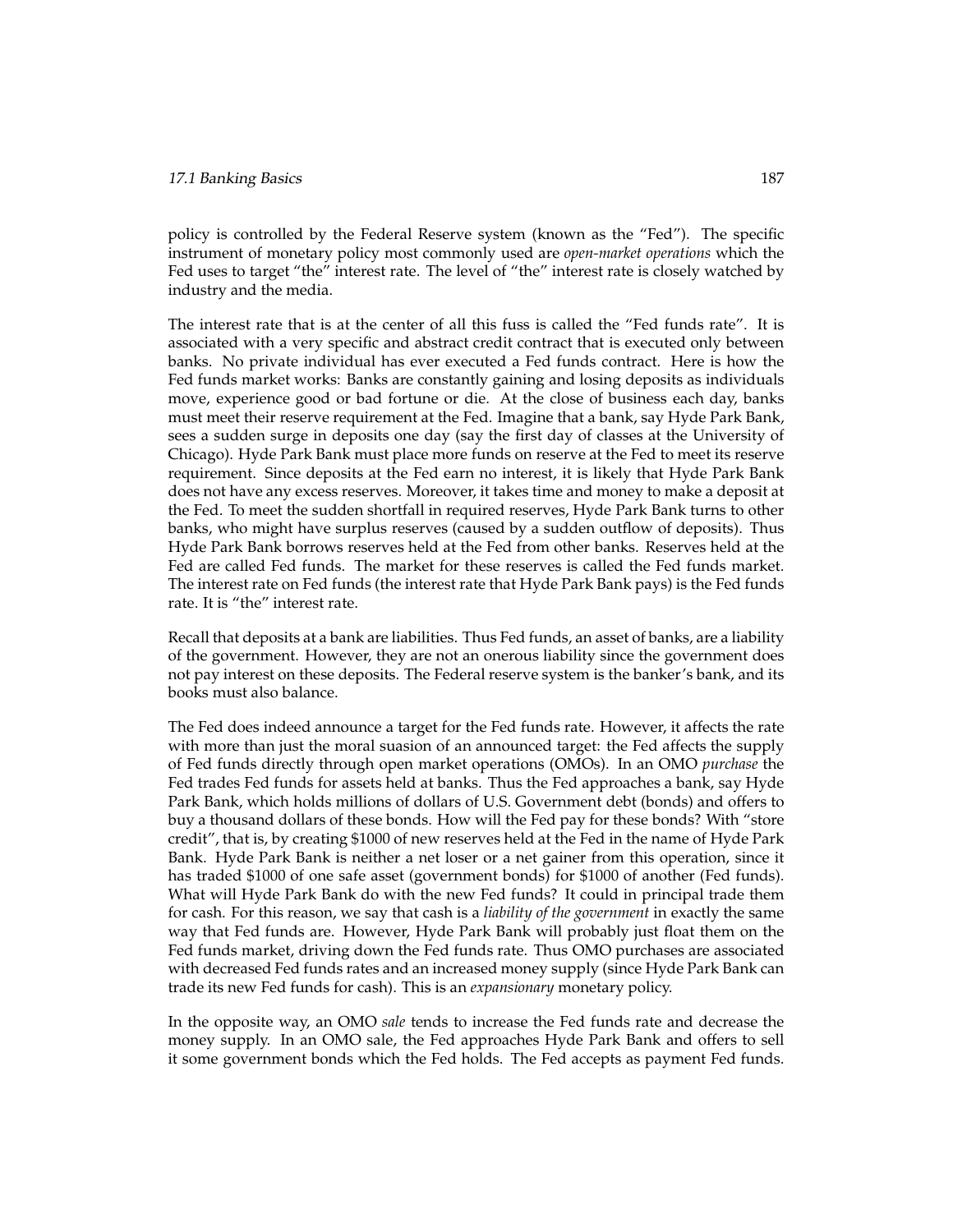policy is controlled by the Federal Reserve system (known as the "Fed"). The specific instrument of monetary policy most commonly used are *open-market operations* which the Fed uses to target "the" interest rate. The level of "the" interest rate is closely watched by industry and the media.

The interest rate that is at the center of all this fuss is called the "Fed funds rate". It is associated with a very specific and abstract credit contract that is executed only between banks. No private individual has ever executed a Fed funds contract. Here is how the Fed funds market works: Banks are constantly gaining and losing deposits as individuals move, experience good or bad fortune or die. At the close of business each day, banks must meet their reserve requirement at the Fed. Imagine that a bank, say Hyde Park Bank, sees a sudden surge in deposits one day (say the first day of classes at the University of Chicago). Hyde Park Bank must place more funds on reserve at the Fed to meet its reserve requirement. Since deposits at the Fed earn no interest, it is likely that Hyde Park Bank does not have any excess reserves. Moreover, it takes time and money to make a deposit at the Fed. To meet the sudden shortfall in required reserves, Hyde Park Bank turns to other banks, who might have surplus reserves (caused by a sudden outflow of deposits). Thus Hyde Park Bank borrows reserves held at the Fed from other banks. Reserves held at the Fed are called Fed funds. The market for these reserves is called the Fed funds market. The interest rate on Fed funds (the interest rate that Hyde Park Bank pays) is the Fed funds rate. It is "the" interest rate.

Recall that deposits at a bank are liabilities. Thus Fed funds, an asset of banks, are a liability of the government. However, they are not an onerous liability since the government does not pay interest on these deposits. The Federal reserve system is the banker's bank, and its books must also balance.

The Fed does indeed announce a target for the Fed funds rate. However, it affects the rate with more than just the moral suasion of an announced target: the Fed affects the supply of Fed funds directly through open market operations (OMOs). In an OMO *purchase* the Fed trades Fed funds for assets held at banks. Thus the Fed approaches a bank, say Hyde Park Bank, which holds millions of dollars of U.S. Government debt (bonds) and offers to buy a thousand dollars of these bonds. How will the Fed pay for these bonds? With "store credit", that is, by creating $1000 of new reserves held at the Fed in the name of Hyde Park Bank. Hyde Park Bank is neither a net loser or a net gainer from this operation, since it has traded $1000 of one safe asset (government bonds) for $1000 of another (Fed funds). What will Hyde Park Bank do with the new Fed funds? It could in principal trade them for cash. For this reason, we say that cash is a *liability of the government* in exactly the same way that Fed funds are. However, Hyde Park Bank will probably just float them on the Fed funds market, driving down the Fed funds rate. Thus OMO purchases are associated with decreased Fed funds rates and an increased money supply (since Hyde Park Bank can trade its new Fed funds for cash). This is an *expansionary* monetary policy.

In the opposite way, an OMO *sale* tends to increase the Fed funds rate and decrease the money supply. In an OMO sale, the Fed approaches Hyde Park Bank and offers to sell it some government bonds which the Fed holds. The Fed accepts as payment Fed funds.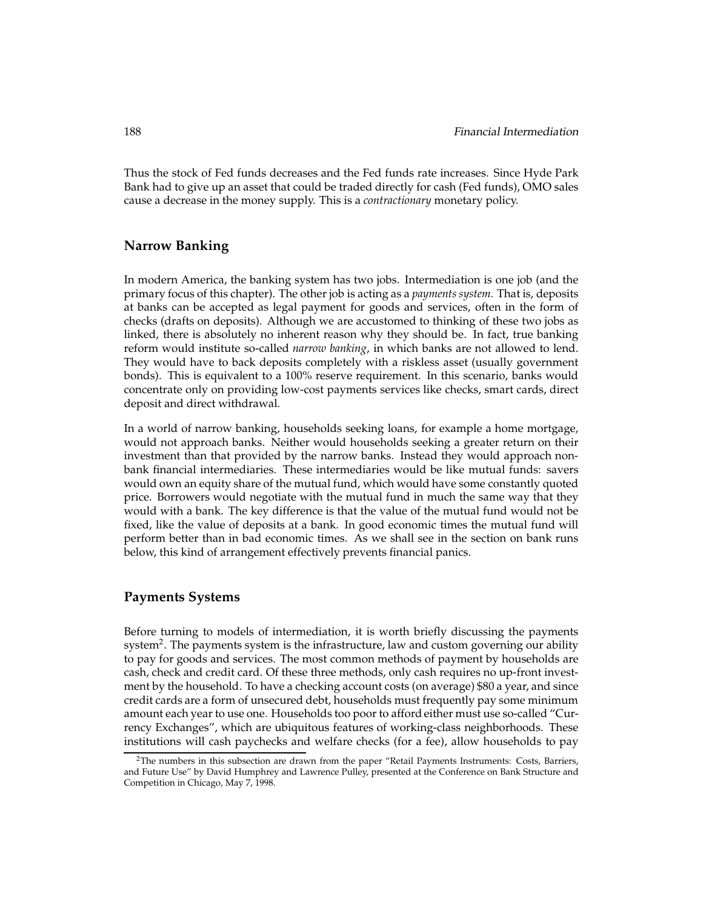Thus the stock of Fed funds decreases and the Fed funds rate increases. Since Hyde Park Bank had to give up an asset that could be traded directly for cash (Fed funds), OMO sales cause a decrease in the money supply. This is a *contractionary* monetary policy.

## Narrow Banking

In modern America, the banking system has two jobs. Intermediation is one job (and the primary focus of this chapter). The other job is acting as a *payments system.* That is, deposits at banks can be accepted as legal payment for goods and services, often in the form of checks (drafts on deposits). Although we are accustomed to thinking of these two jobs as linked, there is absolutely no inherent reason why they should be. In fact, true banking reform would institute so-called *narrow banking*, in which banks are not allowed to lend. They would have to back deposits completely with a riskless asset (usually government bonds). This is equivalent to a 100% reserve requirement. In this scenario, banks would concentrate only on providing low-cost payments services like checks, smart cards, direct deposit and direct withdrawal.

In a world of narrow banking, households seeking loans, for example a home mortgage, would not approach banks. Neither would households seeking a greater return on their investment than that provided by the narrow banks. Instead they would approach non-bank financial intermediaries. These intermediaries would be like mutual funds: savers would own an equity share of the mutual fund, which would have some constantly quoted price. Borrowers would negotiate with the mutual fund in much the same way that they would with a bank. The key difference is that the value of the mutual fund would not be fixed, like the value of deposits at a bank. In good economic times the mutual fund will perform better than in bad economic times. As we shall see in the section on bank runs below, this kind of arrangement effectively prevents financial panics.

## Payments Systems

Before turning to models of intermediation, it is worth briefly discussing the payments system[2]. The payments system is the infrastructure, law and custom governing our ability to pay for goods and services. The most common methods of payment by households are cash, check and credit card. Of these three methods, only cash requires no up-front investment by the household. To have a checking account costs (on average) $80 a year, and since credit cards are a form of unsecured debt, households must frequently pay some minimum amount each year to use one. Households too poor to afford either must use so-called "Currency Exchanges", which are ubiquitous features of working-class neighborhoods. These institutions will cash paychecks and welfare checks (for a fee), allow households to pay

[2]The numbers in this subsection are drawn from the paper "Retail Payments Instruments: Costs, Barriers, and Future Use" by David Humphrey and Lawrence Pulley, presented at the Conference on Bank Structure and Competition in Chicago, May 7, 1998.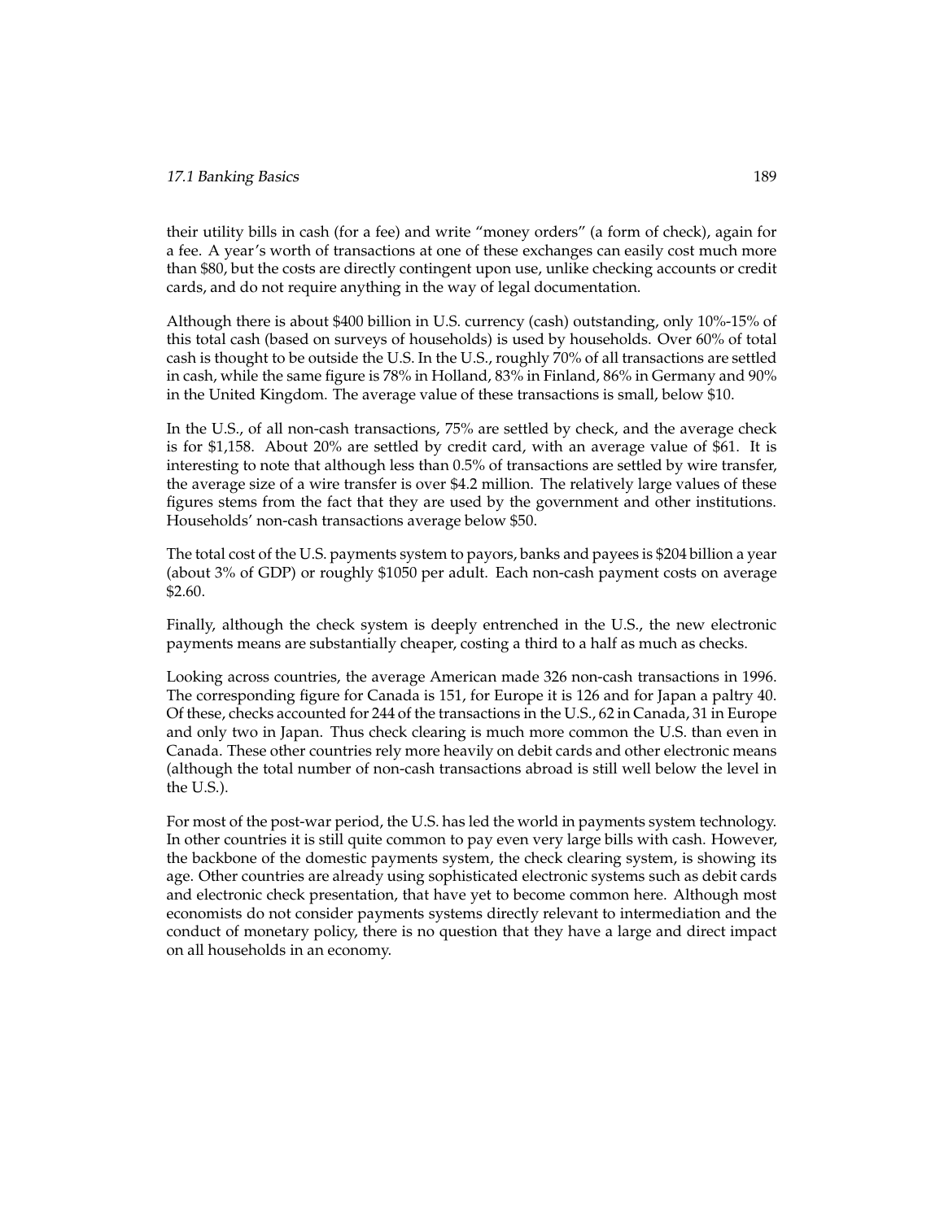their utility bills in cash (for a fee) and write "money orders" (a form of check), again for a fee. A year's worth of transactions at one of these exchanges can easily cost much more than $80, but the costs are directly contingent upon use, unlike checking accounts or credit cards, and do not require anything in the way of legal documentation.

Although there is about $400 billion in U.S. currency (cash) outstanding, only 10%-15% of this total cash (based on surveys of households) is used by households. Over 60% of total cash is thought to be outside the U.S. In the U.S., roughly 70% of all transactions are settled in cash, while the same figure is 78% in Holland, 83% in Finland, 86% in Germany and 90% in the United Kingdom. The average value of these transactions is small, below $10.

In the U.S., of all non-cash transactions, 75% are settled by check, and the average check is for $1,158. About 20% are settled by credit card, with an average value of $61. It is interesting to note that although less than 0.5% of transactions are settled by wire transfer, the average size of a wire transfer is over $4.2 million. The relatively large values of these figures stems from the fact that they are used by the government and other institutions. Households' non-cash transactions average below $50.

The total cost of the U.S. payments system to payors, banks and payees is $204 billion a year (about 3% of GDP) or roughly $1050 per adult. Each non-cash payment costs on average $2.60.

Finally, although the check system is deeply entrenched in the U.S., the new electronic payments means are substantially cheaper, costing a third to a half as much as checks.

Looking across countries, the average American made 326 non-cash transactions in 1996. The corresponding figure for Canada is 151, for Europe it is 126 and for Japan a paltry 40. Of these, checks accounted for 244 of the transactions in the U.S., 62 in Canada, 31 in Europe and only two in Japan. Thus check clearing is much more common the U.S. than even in Canada. These other countries rely more heavily on debit cards and other electronic means (although the total number of non-cash transactions abroad is still well below the level in the U.S.).

For most of the post-war period, the U.S. has led the world in payments system technology. In other countries it is still quite common to pay even very large bills with cash. However, the backbone of the domestic payments system, the check clearing system, is showing its age. Other countries are already using sophisticated electronic systems such as debit cards and electronic check presentation, that have yet to become common here. Although most economists do not consider payments systems directly relevant to intermediation and the conduct of monetary policy, there is no question that they have a large and direct impact on all households in an economy.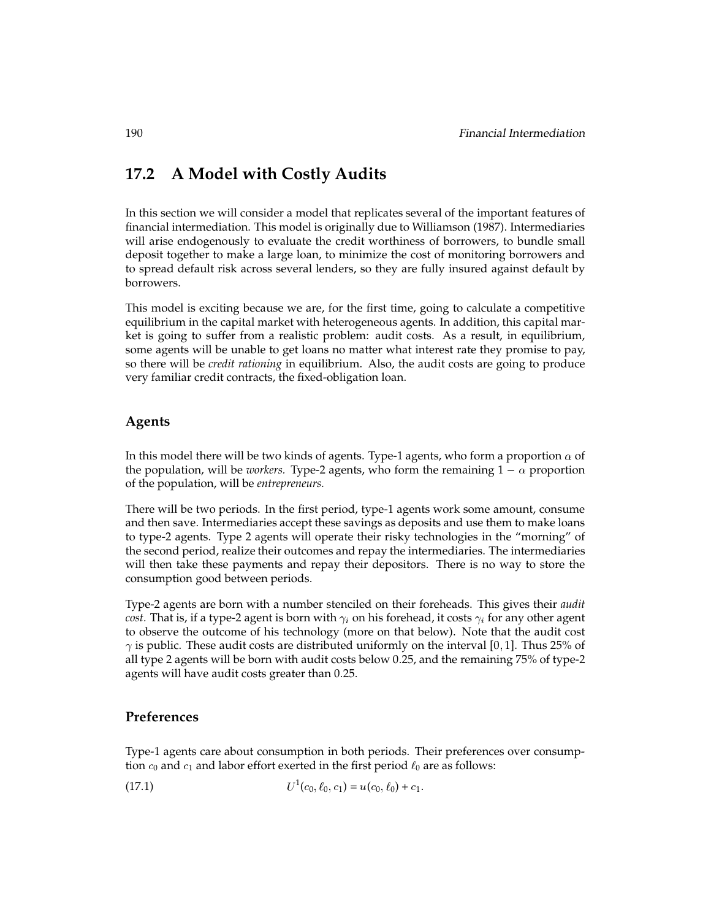## 17.2 A Model with Costly Audits

In this section we will consider a model that replicates several of the important features of financial intermediation. This model is originally due to Williamson (1987). Intermediaries will arise endogenously to evaluate the credit worthiness of borrowers, to bundle small deposit together to make a large loan, to minimize the cost of monitoring borrowers and to spread default risk across several lenders, so they are fully insured against default by borrowers.

This model is exciting because we are, for the first time, going to calculate a competitive equilibrium in the capital market with heterogeneous agents. In addition, this capital market is going to suffer from a realistic problem: audit costs. As a result, in equilibrium, some agents will be unable to get loans no matter what interest rate they promise to pay, so there will be *credit rationing* in equilibrium. Also, the audit costs are going to produce very familiar credit contracts, the fixed-obligation loan.

### Agents

In this model there will be two kinds of agents. Type-1 agents, who form a proportion $\alpha$ of the population, will be *workers.* Type-2 agents, who form the remaining $1 - \alpha$ proportion of the population, will be *entrepreneurs.*

There will be two periods. In the first period, type-1 agents work some amount, consume and then save. Intermediaries accept these savings as deposits and use them to make loans to type-2 agents. Type 2 agents will operate their risky technologies in the "morning" of the second period, realize their outcomes and repay the intermediaries. The intermediaries will then take these payments and repay their depositors. There is no way to store the consumption good between periods.

Type-2 agents are born with a number stenciled on their foreheads. This gives their *audit cost.* That is, if a type-2 agent is born with $\gamma_i$ on his forehead, it costs $\gamma_i$ for any other agent to observe the outcome of his technology (more on that below). Note that the audit cost $\gamma$ is public. These audit costs are distributed uniformly on the interval $[0, 1]$. Thus 25% of all type 2 agents will be born with audit costs below 0.25, and the remaining 75% of type-2 agents will have audit costs greater than 0.25.

### Preferences

Type-1 agents care about consumption in both periods. Their preferences over consumption $c_0$ and $c_1$ and labor effort exerted in the first period $\ell_0$ are as follows:

$$U^1(c_0, \ell_0, c_1) = u(c_0, \ell_0) + c_1. \tag{17.1}$$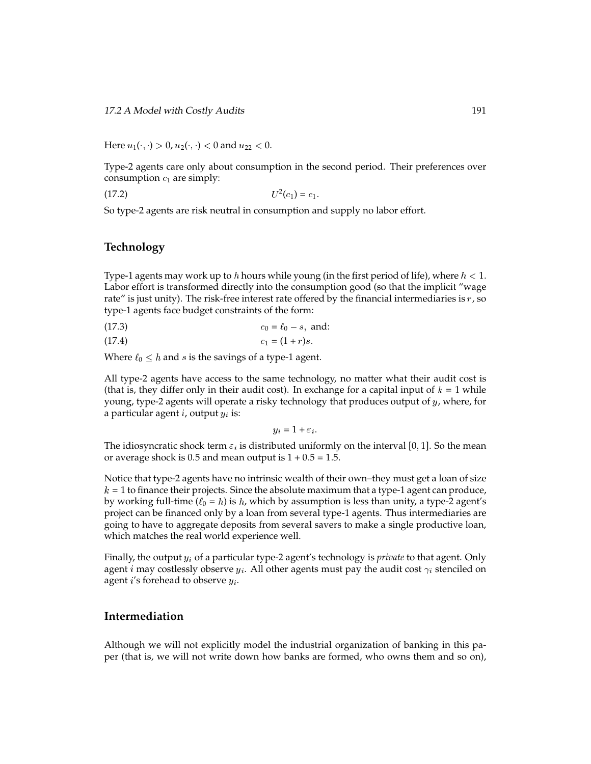Here $u_1(\cdot,\cdot) > 0$, $u_2(\cdot,\cdot) < 0$ and $u_{22} < 0$.

Type-2 agents care only about consumption in the second period. Their preferences over consumption $c_1$ are simply:

$$U^2(c_1) = c_1. \tag{17.2}$$

So type-2 agents are risk neutral in consumption and supply no labor effort.

## Technology

Type-1 agents may work up to $h$ hours while young (in the first period of life), where $h < 1$. Labor effort is transformed directly into the consumption good (so that the implicit "wage rate" is just unity). The risk-free interest rate offered by the financial intermediaries is $r$, so type-1 agents face budget constraints of the form:

$$c_0 = \ell_0 - s, \text{ and:} \tag{17.3}$$

$$c_1 = (1 + r)s. \tag{17.4}$$

Where $\ell_0 \leq h$ and $s$ is the savings of a type-1 agent.

All type-2 agents have access to the same technology, no matter what their audit cost is (that is, they differ only in their audit cost). In exchange for a capital input of $k = 1$ while young, type-2 agents will operate a risky technology that produces output of $y$, where, for a particular agent $i$, output $y_i$ is:

$$y_i = 1 + \varepsilon_i.$$

The idiosyncratic shock term $\varepsilon_i$ is distributed uniformly on the interval $[0, 1]$. So the mean or average shock is 0.5 and mean output is $1 + 0.5 = 1.5$.

Notice that type-2 agents have no intrinsic wealth of their own–they must get a loan of size $k = 1$ to finance their projects. Since the absolute maximum that a type-1 agent can produce, by working full-time ($\ell_0 = h$) is $h$, which by assumption is less than unity, a type-2 agent's project can be financed only by a loan from several type-1 agents. Thus intermediaries are going to have to aggregate deposits from several savers to make a single productive loan, which matches the real world experience well.

Finally, the output $y_i$ of a particular type-2 agent's technology is *private* to that agent. Only agent $i$ may costlessly observe $y_i$. All other agents must pay the audit cost $\gamma_i$ stenciled on agent $i$'s forehead to observe $y_i$.

## Intermediation

Although we will not explicitly model the industrial organization of banking in this paper (that is, we will not write down how banks are formed, who owns them and so on),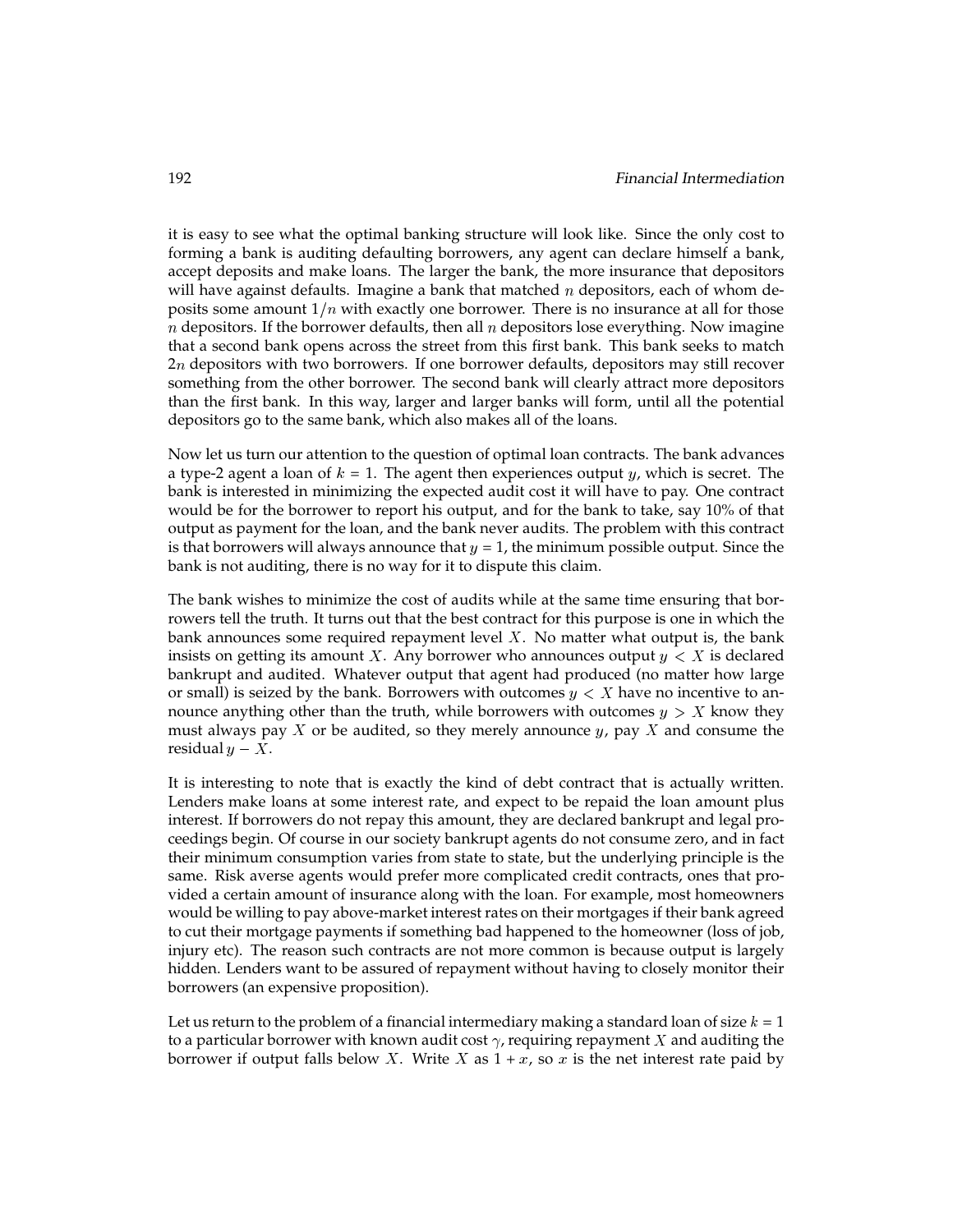it is easy to see what the optimal banking structure will look like. Since the only cost to forming a bank is auditing defaulting borrowers, any agent can declare himself a bank, accept deposits and make loans. The larger the bank, the more insurance that depositors will have against defaults. Imagine a bank that matched $n$ depositors, each of whom deposits some amount $1/n$ with exactly one borrower. There is no insurance at all for those $n$ depositors. If the borrower defaults, then all $n$ depositors lose everything. Now imagine that a second bank opens across the street from this first bank. This bank seeks to match $2n$ depositors with two borrowers. If one borrower defaults, depositors may still recover something from the other borrower. The second bank will clearly attract more depositors than the first bank. In this way, larger and larger banks will form, until all the potential depositors go to the same bank, which also makes all of the loans.

Now let us turn our attention to the question of optimal loan contracts. The bank advances a type-2 agent a loan of $k = 1$. The agent then experiences output $y$, which is secret. The bank is interested in minimizing the expected audit cost it will have to pay. One contract would be for the borrower to report his output, and for the bank to take, say 10% of that output as payment for the loan, and the bank never audits. The problem with this contract is that borrowers will always announce that $y = 1$, the minimum possible output. Since the bank is not auditing, there is no way for it to dispute this claim.

The bank wishes to minimize the cost of audits while at the same time ensuring that borrowers tell the truth. It turns out that the best contract for this purpose is one in which the bank announces some required repayment level $X$. No matter what output is, the bank insists on getting its amount $X$. Any borrower who announces output $y < X$ is declared bankrupt and audited. Whatever output that agent had produced (no matter how large or small) is seized by the bank. Borrowers with outcomes $y < X$ have no incentive to announce anything other than the truth, while borrowers with outcomes $y > X$ know they must always pay $X$ or be audited, so they merely announce $y$, pay $X$ and consume the residual $y - X$.

It is interesting to note that is exactly the kind of debt contract that is actually written. Lenders make loans at some interest rate, and expect to be repaid the loan amount plus interest. If borrowers do not repay this amount, they are declared bankrupt and legal proceedings begin. Of course in our society bankrupt agents do not consume zero, and in fact their minimum consumption varies from state to state, but the underlying principle is the same. Risk averse agents would prefer more complicated credit contracts, ones that provided a certain amount of insurance along with the loan. For example, most homeowners would be willing to pay above-market interest rates on their mortgages if their bank agreed to cut their mortgage payments if something bad happened to the homeowner (loss of job, injury etc). The reason such contracts are not more common is because output is largely hidden. Lenders want to be assured of repayment without having to closely monitor their borrowers (an expensive proposition).

Let us return to the problem of a financial intermediary making a standard loan of size $k = 1$ to a particular borrower with known audit cost $\gamma$, requiring repayment $X$ and auditing the borrower if output falls below $X$. Write $X$ as $1 + x$, so $x$ is the net interest rate paid by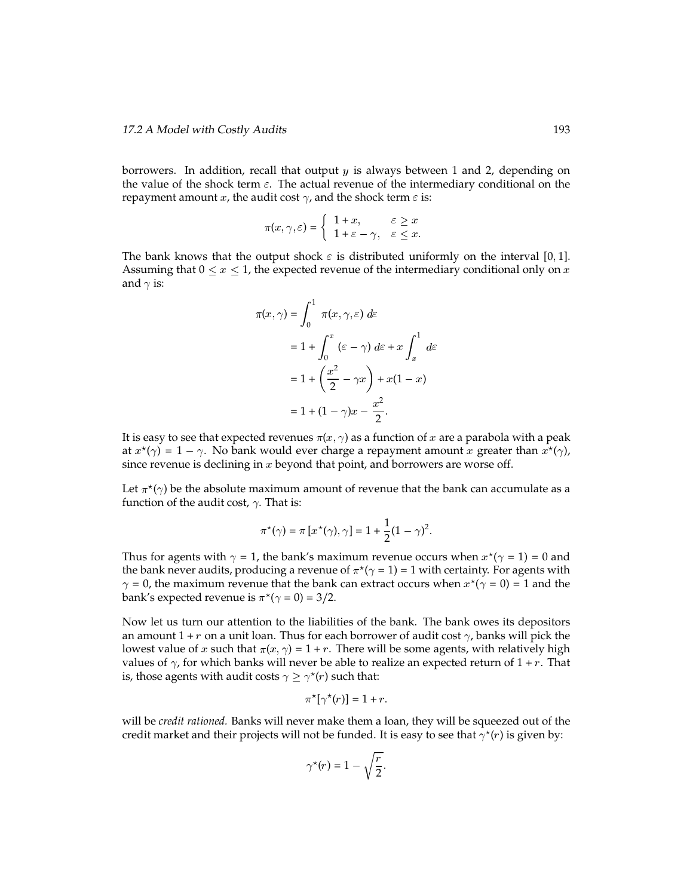borrowers. In addition, recall that output $y$ is always between 1 and 2, depending on the value of the shock term $\varepsilon$. The actual revenue of the intermediary conditional on the repayment amount $x$, the audit cost $\gamma$, and the shock term $\varepsilon$ is:

$$\pi(x, \gamma, \varepsilon) = \begin{cases} 1 + x, & \varepsilon \geq x \\ 1 + \varepsilon - \gamma, & \varepsilon \leq x. \end{cases}$$

The bank knows that the output shock $\varepsilon$ is distributed uniformly on the interval $[0, 1]$. Assuming that $0 \leq x \leq 1$, the expected revenue of the intermediary conditional only on $x$ and $\gamma$ is:

$$\begin{aligned}
\pi(x, \gamma) &= \int_0^1 \pi(x, \gamma, \varepsilon)\, d\varepsilon \\
&= 1 + \int_0^x (\varepsilon - \gamma)\, d\varepsilon + x \int_x^1 d\varepsilon \\
&= 1 + \left( \frac{x^2}{2} - \gamma x \right) + x(1 - x) \\
&= 1 + (1 - \gamma)x - \frac{x^2}{2}.
\end{aligned}$$

It is easy to see that expected revenues $\pi(x, \gamma)$ as a function of $x$ are a parabola with a peak at $x^\star(\gamma) = 1 - \gamma$. No bank would ever charge a repayment amount $x$ greater than $x^\star(\gamma)$, since revenue is declining in $x$ beyond that point, and borrowers are worse off.

Let $\pi^\star(\gamma)$ be the absolute maximum amount of revenue that the bank can accumulate as a function of the audit cost, $\gamma$. That is:

$$\pi^\star(\gamma) = \pi\left[x^\star(\gamma), \gamma\right] = 1 + \frac{1}{2}(1 - \gamma)^2.$$

Thus for agents with $\gamma = 1$, the bank's maximum revenue occurs when $x^\star(\gamma = 1) = 0$ and the bank never audits, producing a revenue of $\pi^\star(\gamma = 1) = 1$ with certainty. For agents with $\gamma = 0$, the maximum revenue that the bank can extract occurs when $x^\star(\gamma = 0) = 1$ and the bank's expected revenue is $\pi^\star(\gamma = 0) = 3/2$.

Now let us turn our attention to the liabilities of the bank. The bank owes its depositors an amount $1 + r$ on a unit loan. Thus for each borrower of audit cost $\gamma$, banks will pick the lowest value of $x$ such that $\pi(x, \gamma) = 1 + r$. There will be some agents, with relatively high values of $\gamma$, for which banks will never be able to realize an expected return of $1 + r$. That is, those agents with audit costs $\gamma \geq \gamma^\star(r)$ such that:

$$\pi^\star[\gamma^\star(r)] = 1 + r.$$

will be *credit rationed.* Banks will never make them a loan, they will be squeezed out of the credit market and their projects will not be funded. It is easy to see that $\gamma^\star(r)$ is given by:

$$\gamma^\star(r) = 1 - \sqrt{\frac{r}{2}}.$$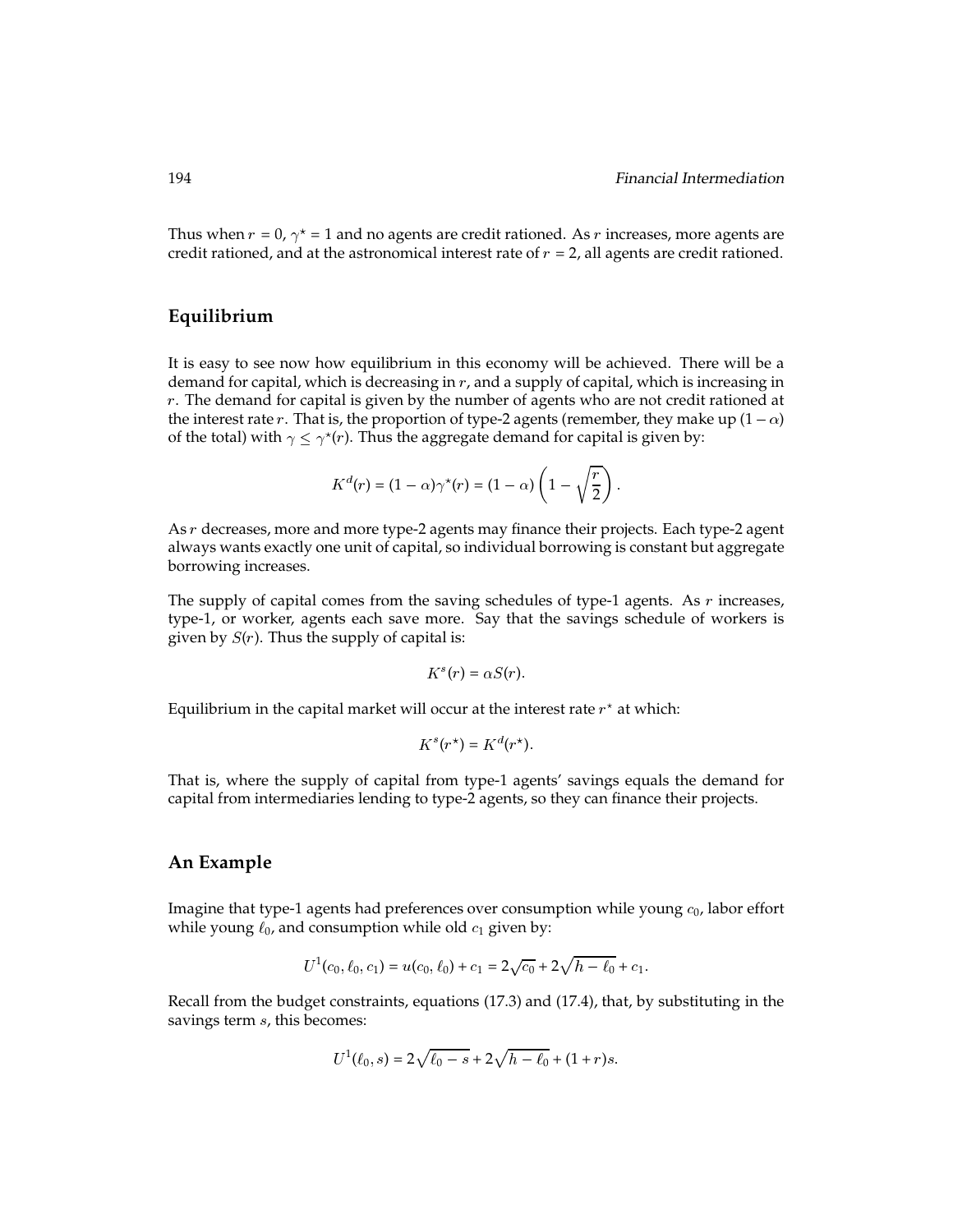Thus when $r = 0$, $\gamma^\star = 1$ and no agents are credit rationed. As $r$ increases, more agents are credit rationed, and at the astronomical interest rate of $r = 2$, all agents are credit rationed.

## Equilibrium

It is easy to see now how equilibrium in this economy will be achieved. There will be a demand for capital, which is decreasing in $r$, and a supply of capital, which is increasing in $r$. The demand for capital is given by the number of agents who are not credit rationed at the interest rate $r$. That is, the proportion of type-2 agents (remember, they make up $(1 - \alpha)$ of the total) with $\gamma \leq \gamma^\star(r)$. Thus the aggregate demand for capital is given by:

$$K^d(r) = (1 - \alpha)\gamma^\star(r) = (1 - \alpha)\left(1 - \sqrt{\frac{r}{2}}\right).$$

As $r$ decreases, more and more type-2 agents may finance their projects. Each type-2 agent always wants exactly one unit of capital, so individual borrowing is constant but aggregate borrowing increases.

The supply of capital comes from the saving schedules of type-1 agents. As $r$ increases, type-1, or worker, agents each save more. Say that the savings schedule of workers is given by $S(r)$. Thus the supply of capital is:

$$K^s(r) = \alpha S(r).$$

Equilibrium in the capital market will occur at the interest rate $r^\star$ at which:

$$K^s(r^\star) = K^d(r^\star).$$

That is, where the supply of capital from type-1 agents' savings equals the demand for capital from intermediaries lending to type-2 agents, so they can finance their projects.

## An Example

Imagine that type-1 agents had preferences over consumption while young $c_0$, labor effort while young $\ell_0$, and consumption while old $c_1$ given by:

$$U^1(c_0, \ell_0, c_1) = u(c_0, \ell_0) + c_1 = 2\sqrt{c_0} + 2\sqrt{h - \ell_0} + c_1.$$

Recall from the budget constraints, equations (17.3) and (17.4), that, by substituting in the savings term $s$, this becomes:

$$U^1(\ell_0, s) = 2\sqrt{\ell_0 - s} + 2\sqrt{h - \ell_0} + (1 + r)s.$$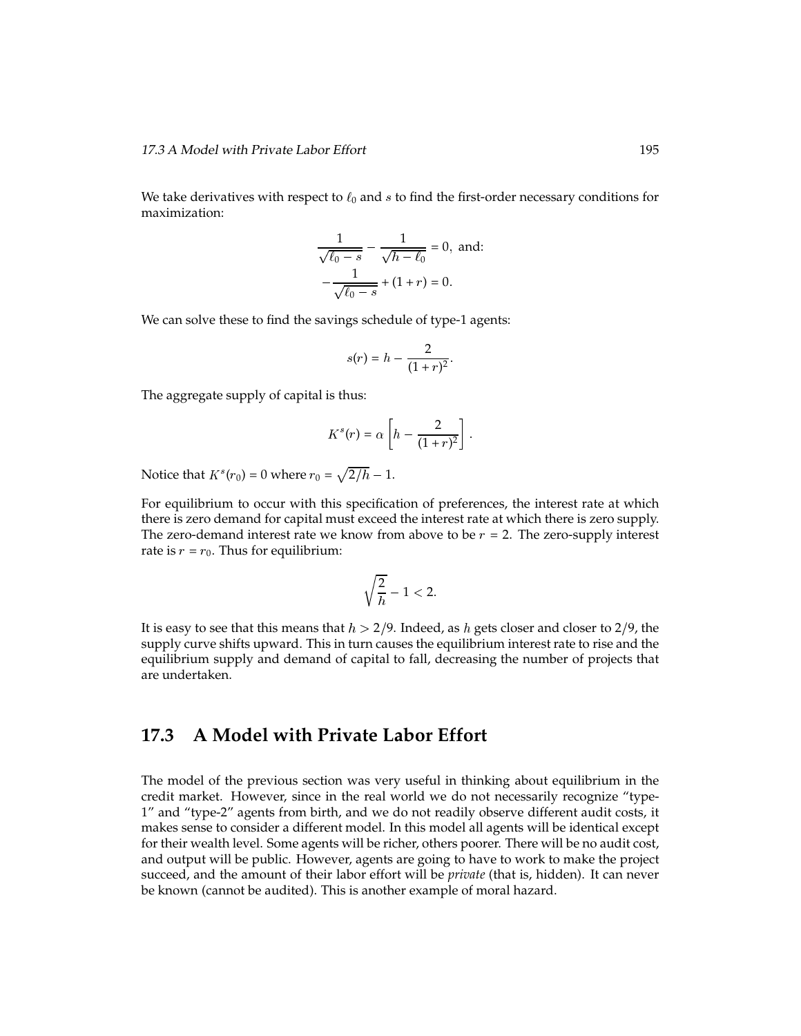We take derivatives with respect to $\ell_0$ and $s$ to find the first-order necessary conditions for maximization:

$$\frac{1}{\sqrt{\ell_0 - s}} - \frac{1}{\sqrt{h - \ell_0}} = 0, \text{ and:}$$
$$-\frac{1}{\sqrt{\ell_0 - s}} + (1 + r) = 0.$$

We can solve these to find the savings schedule of type-1 agents:

$$s(r) = h - \frac{2}{(1 + r)^2}.$$

The aggregate supply of capital is thus:

$$K^s(r) = \alpha \left[ h - \frac{2}{(1 + r)^2} \right].$$

Notice that $K^s(r_0) = 0$ where $r_0 = \sqrt{2/h} - 1$.

For equilibrium to occur with this specification of preferences, the interest rate at which there is zero demand for capital must exceed the interest rate at which there is zero supply. The zero-demand interest rate we know from above to be $r = 2$. The zero-supply interest rate is $r = r_0$. Thus for equilibrium:

$$\sqrt{\frac{2}{h}} - 1 < 2.$$

It is easy to see that this means that $h > 2/9$. Indeed, as $h$ gets closer and closer to $2/9$, the supply curve shifts upward. This in turn causes the equilibrium interest rate to rise and the equilibrium supply and demand of capital to fall, decreasing the number of projects that are undertaken.

## 17.3 A Model with Private Labor Effort

The model of the previous section was very useful in thinking about equilibrium in the credit market. However, since in the real world we do not necessarily recognize "type-1" and "type-2" agents from birth, and we do not readily observe different audit costs, it makes sense to consider a different model. In this model all agents will be identical except for their wealth level. Some agents will be richer, others poorer. There will be no audit cost, and output will be public. However, agents are going to have to work to make the project succeed, and the amount of their labor effort will be *private* (that is, hidden). It can never be known (cannot be audited). This is another example of moral hazard.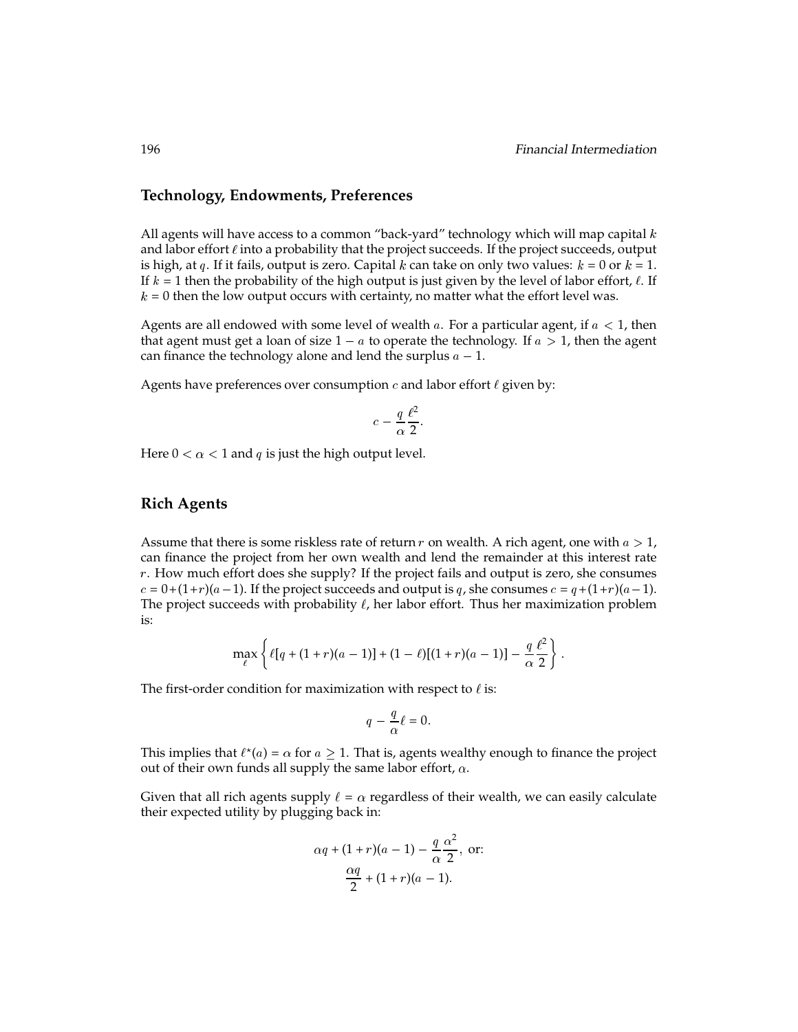## Technology, Endowments, Preferences

All agents will have access to a common "back-yard" technology which will map capital $k$ and labor effort $\ell$ into a probability that the project succeeds. If the project succeeds, output is high, at $q$. If it fails, output is zero. Capital $k$ can take on only two values: $k = 0$ or $k = 1$. If $k = 1$ then the probability of the high output is just given by the level of labor effort, $\ell$. If $k = 0$ then the low output occurs with certainty, no matter what the effort level was.

Agents are all endowed with some level of wealth $a$. For a particular agent, if $a < 1$, then that agent must get a loan of size $1 - a$ to operate the technology. If $a > 1$, then the agent can finance the technology alone and lend the surplus $a - 1$.

Agents have preferences over consumption $c$ and labor effort $\ell$ given by:

$$c - \frac{q}{\alpha}\frac{\ell^2}{2}.$$

Here $0 < \alpha < 1$ and $q$ is just the high output level.

## Rich Agents

Assume that there is some riskless rate of return $r$ on wealth. A rich agent, one with $a > 1$, can finance the project from her own wealth and lend the remainder at this interest rate $r$. How much effort does she supply? If the project fails and output is zero, she consumes $c = 0 + (1+r)(a-1)$. If the project succeeds and output is $q$, she consumes $c = q + (1+r)(a-1)$. The project succeeds with probability $\ell$, her labor effort. Thus her maximization problem is:

$$\max_{\ell} \left\{ \ell[q + (1+r)(a-1)] + (1-\ell)[(1+r)(a-1)] - \frac{q}{\alpha}\frac{\ell^2}{2} \right\}.$$

The first-order condition for maximization with respect to $\ell$ is:

$$q - \frac{q}{\alpha}\ell = 0.$$

This implies that $\ell^{\star}(a) = \alpha$ for $a \geq 1$. That is, agents wealthy enough to finance the project out of their own funds all supply the same labor effort, $\alpha$.

Given that all rich agents supply $\ell = \alpha$ regardless of their wealth, we can easily calculate their expected utility by plugging back in:

$$\alpha q + (1+r)(a-1) - \frac{q}{\alpha}\frac{\alpha^2}{2}, \text{ or:}$$

$$\frac{\alpha q}{2} + (1+r)(a-1).$$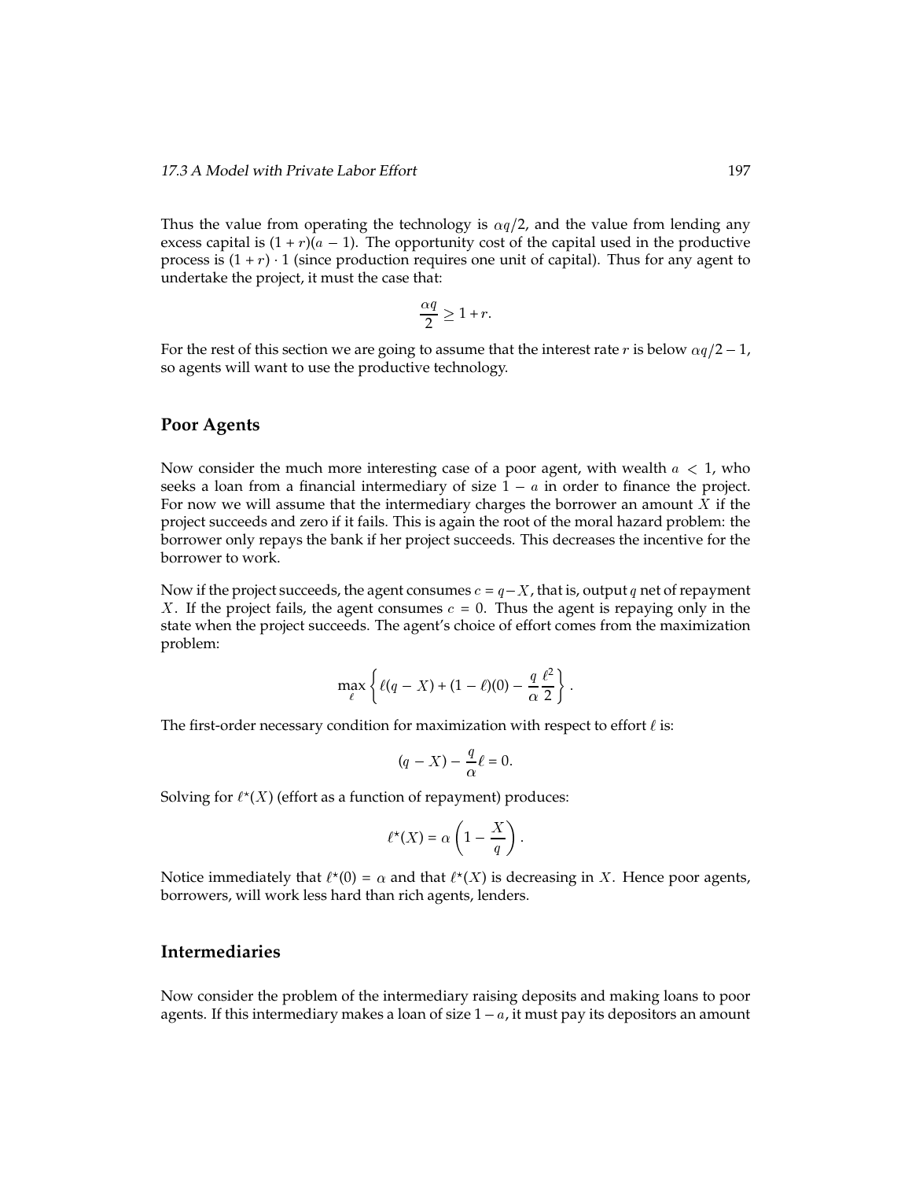Thus the value from operating the technology is $\alpha q/2$, and the value from lending any excess capital is $(1 + r)(a - 1)$. The opportunity cost of the capital used in the productive process is $(1 + r) \cdot 1$ (since production requires one unit of capital). Thus for any agent to undertake the project, it must the case that:

$$\frac{\alpha q}{2} \geq 1 + r.$$

For the rest of this section we are going to assume that the interest rate $r$ is below $\alpha q/2 - 1$, so agents will want to use the productive technology.

## Poor Agents

Now consider the much more interesting case of a poor agent, with wealth $a < 1$, who seeks a loan from a financial intermediary of size $1 - a$ in order to finance the project. For now we will assume that the intermediary charges the borrower an amount $X$ if the project succeeds and zero if it fails. This is again the root of the moral hazard problem: the borrower only repays the bank if her project succeeds. This decreases the incentive for the borrower to work.

Now if the project succeeds, the agent consumes $c = q - X$, that is, output $q$ net of repayment $X$. If the project fails, the agent consumes $c = 0$. Thus the agent is repaying only in the state when the project succeeds. The agent's choice of effort comes from the maximization problem:

$$\max_{\ell} \left\{ \ell(q - X) + (1 - \ell)(0) - \frac{q}{\alpha}\frac{\ell^2}{2} \right\}.$$

The first-order necessary condition for maximization with respect to effort $\ell$ is:

$$(q - X) - \frac{q}{\alpha}\ell = 0.$$

Solving for $\ell^\star(X)$ (effort as a function of repayment) produces:

$$\ell^\star(X) = \alpha\left(1 - \frac{X}{q}\right).$$

Notice immediately that $\ell^\star(0) = \alpha$ and that $\ell^\star(X)$ is decreasing in $X$. Hence poor agents, borrowers, will work less hard than rich agents, lenders.

## Intermediaries

Now consider the problem of the intermediary raising deposits and making loans to poor agents. If this intermediary makes a loan of size $1 - a$, it must pay its depositors an amount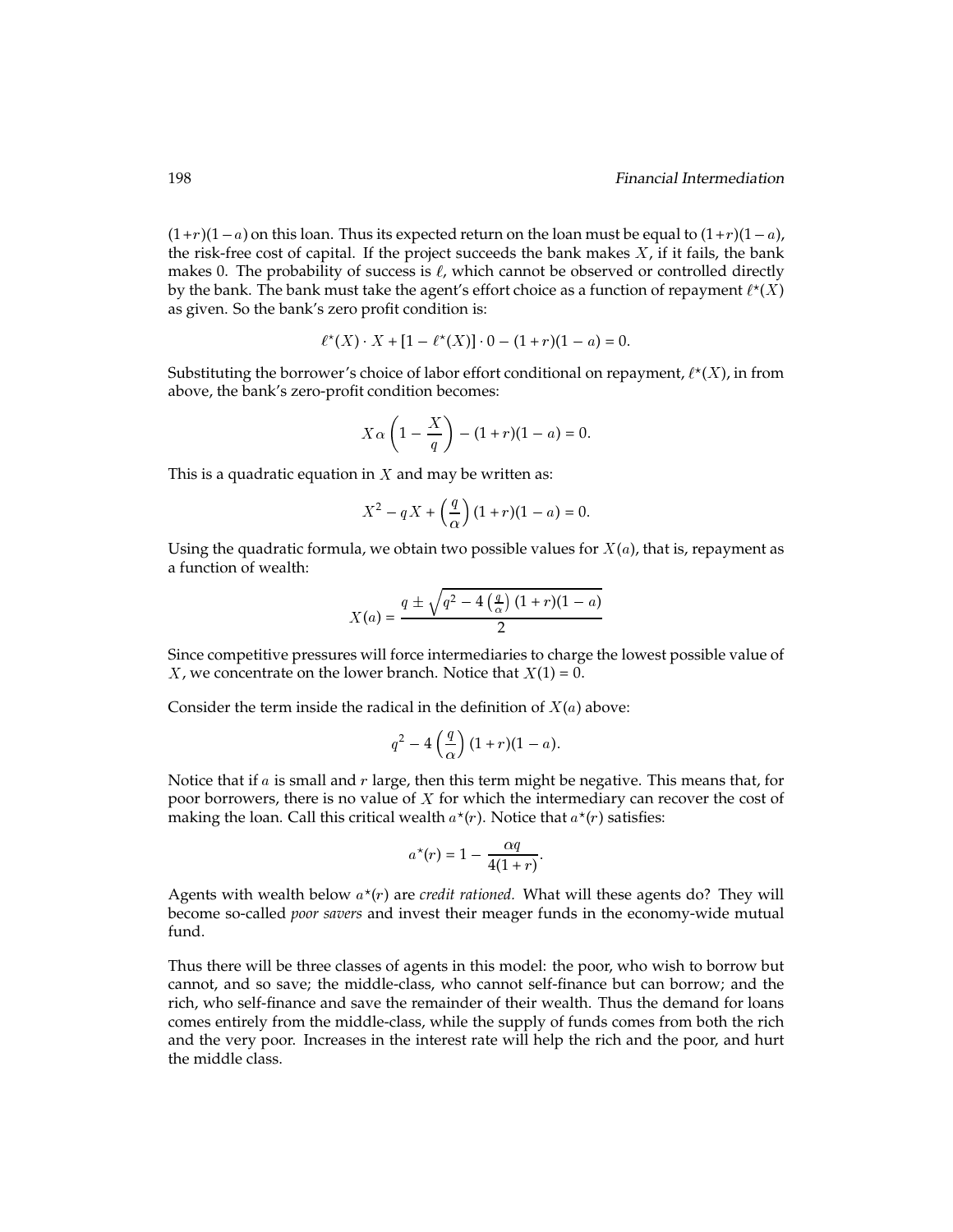$(1+r)(1-a)$ on this loan. Thus its expected return on the loan must be equal to $(1+r)(1-a)$, the risk-free cost of capital. If the project succeeds the bank makes $X$, if it fails, the bank makes 0. The probability of success is $\ell$, which cannot be observed or controlled directly by the bank. The bank must take the agent's effort choice as a function of repayment $\ell^\star(X)$ as given. So the bank's zero profit condition is:

$$\ell^\star(X) \cdot X + [1 - \ell^\star(X)] \cdot 0 - (1+r)(1-a) = 0.$$

Substituting the borrower's choice of labor effort conditional on repayment, $\ell^\star(X)$, in from above, the bank's zero-profit condition becomes:

$$X\alpha\left(1 - \frac{X}{q}\right) - (1+r)(1-a) = 0.$$

This is a quadratic equation in $X$ and may be written as:

$$X^2 - qX + \left(\frac{q}{\alpha}\right)(1+r)(1-a) = 0.$$

Using the quadratic formula, we obtain two possible values for $X(a)$, that is, repayment as a function of wealth:

$$X(a) = \frac{q \pm \sqrt{q^2 - 4\left(\frac{q}{\alpha}\right)(1+r)(1-a)}}{2}$$

Since competitive pressures will force intermediaries to charge the lowest possible value of $X$, we concentrate on the lower branch. Notice that $X(1) = 0$.

Consider the term inside the radical in the definition of $X(a)$ above:

$$q^2 - 4\left(\frac{q}{\alpha}\right)(1+r)(1-a).$$

Notice that if $a$ is small and $r$ large, then this term might be negative. This means that, for poor borrowers, there is no value of $X$ for which the intermediary can recover the cost of making the loan. Call this critical wealth $a^\star(r)$. Notice that $a^\star(r)$ satisfies:

$$a^\star(r) = 1 - \frac{\alpha q}{4(1+r)}.$$

Agents with wealth below $a^\star(r)$ are *credit rationed.* What will these agents do? They will become so-called *poor savers* and invest their meager funds in the economy-wide mutual fund.

Thus there will be three classes of agents in this model: the poor, who wish to borrow but cannot, and so save; the middle-class, who cannot self-finance but can borrow; and the rich, who self-finance and save the remainder of their wealth. Thus the demand for loans comes entirely from the middle-class, while the supply of funds comes from both the rich and the very poor. Increases in the interest rate will help the rich and the poor, and hurt the middle class.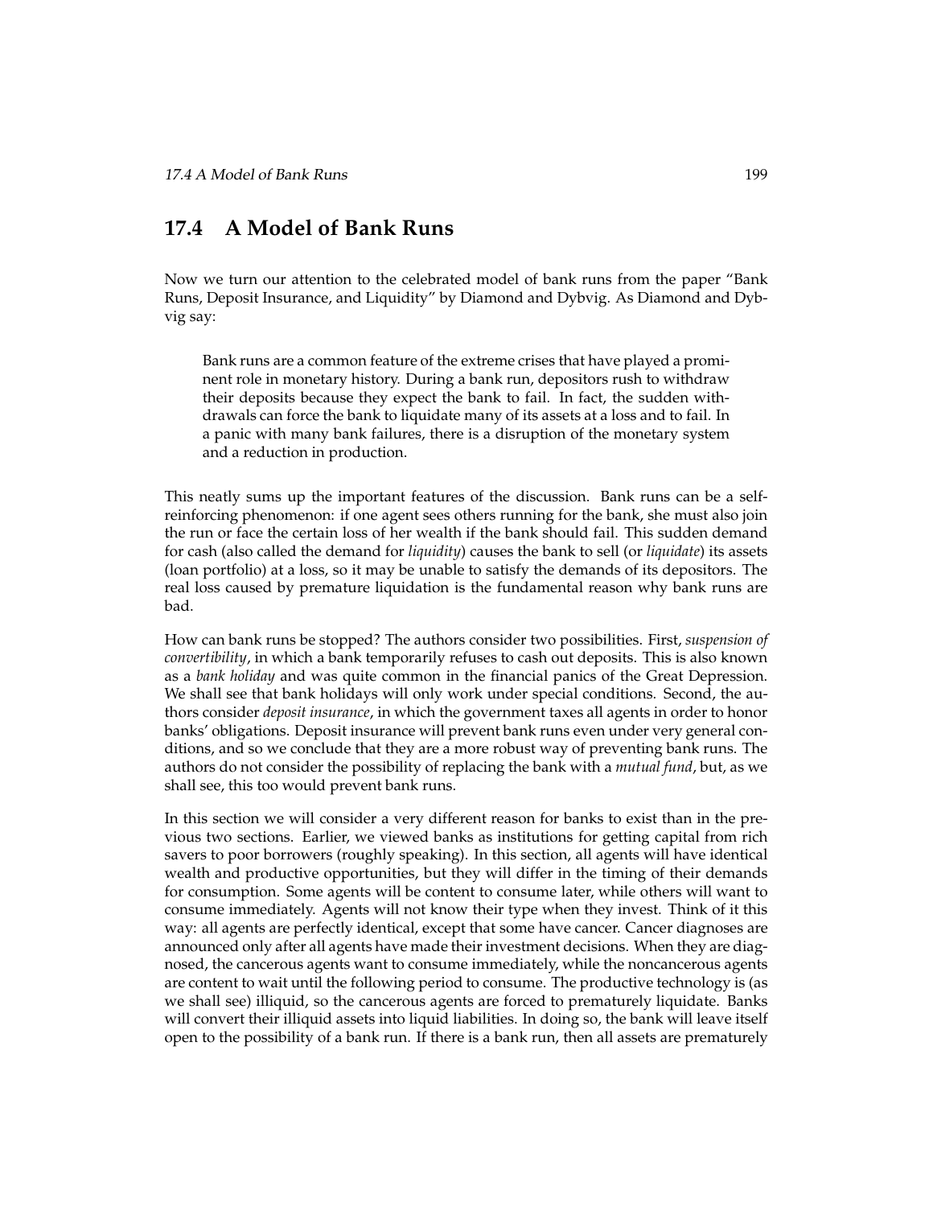## 17.4 A Model of Bank Runs

Now we turn our attention to the celebrated model of bank runs from the paper "Bank Runs, Deposit Insurance, and Liquidity" by Diamond and Dybvig. As Diamond and Dybvig say:

> Bank runs are a common feature of the extreme crises that have played a prominent role in monetary history. During a bank run, depositors rush to withdraw their deposits because they expect the bank to fail. In fact, the sudden withdrawals can force the bank to liquidate many of its assets at a loss and to fail. In a panic with many bank failures, there is a disruption of the monetary system and a reduction in production.

This neatly sums up the important features of the discussion. Bank runs can be a self-reinforcing phenomenon: if one agent sees others running for the bank, she must also join the run or face the certain loss of her wealth if the bank should fail. This sudden demand for cash (also called the demand for *liquidity*) causes the bank to sell (or *liquidate*) its assets (loan portfolio) at a loss, so it may be unable to satisfy the demands of its depositors. The real loss caused by premature liquidation is the fundamental reason why bank runs are bad.

How can bank runs be stopped? The authors consider two possibilities. First, *suspension of convertibility*, in which a bank temporarily refuses to cash out deposits. This is also known as a *bank holiday* and was quite common in the financial panics of the Great Depression. We shall see that bank holidays will only work under special conditions. Second, the authors consider *deposit insurance*, in which the government taxes all agents in order to honor banks' obligations. Deposit insurance will prevent bank runs even under very general conditions, and so we conclude that they are a more robust way of preventing bank runs. The authors do not consider the possibility of replacing the bank with a *mutual fund*, but, as we shall see, this too would prevent bank runs.

In this section we will consider a very different reason for banks to exist than in the previous two sections. Earlier, we viewed banks as institutions for getting capital from rich savers to poor borrowers (roughly speaking). In this section, all agents will have identical wealth and productive opportunities, but they will differ in the timing of their demands for consumption. Some agents will be content to consume later, while others will want to consume immediately. Agents will not know their type when they invest. Think of it this way: all agents are perfectly identical, except that some have cancer. Cancer diagnoses are announced only after all agents have made their investment decisions. When they are diagnosed, the cancerous agents want to consume immediately, while the noncancerous agents are content to wait until the following period to consume. The productive technology is (as we shall see) illiquid, so the cancerous agents are forced to prematurely liquidate. Banks will convert their illiquid assets into liquid liabilities. In doing so, the bank will leave itself open to the possibility of a bank run. If there is a bank run, then all assets are prematurely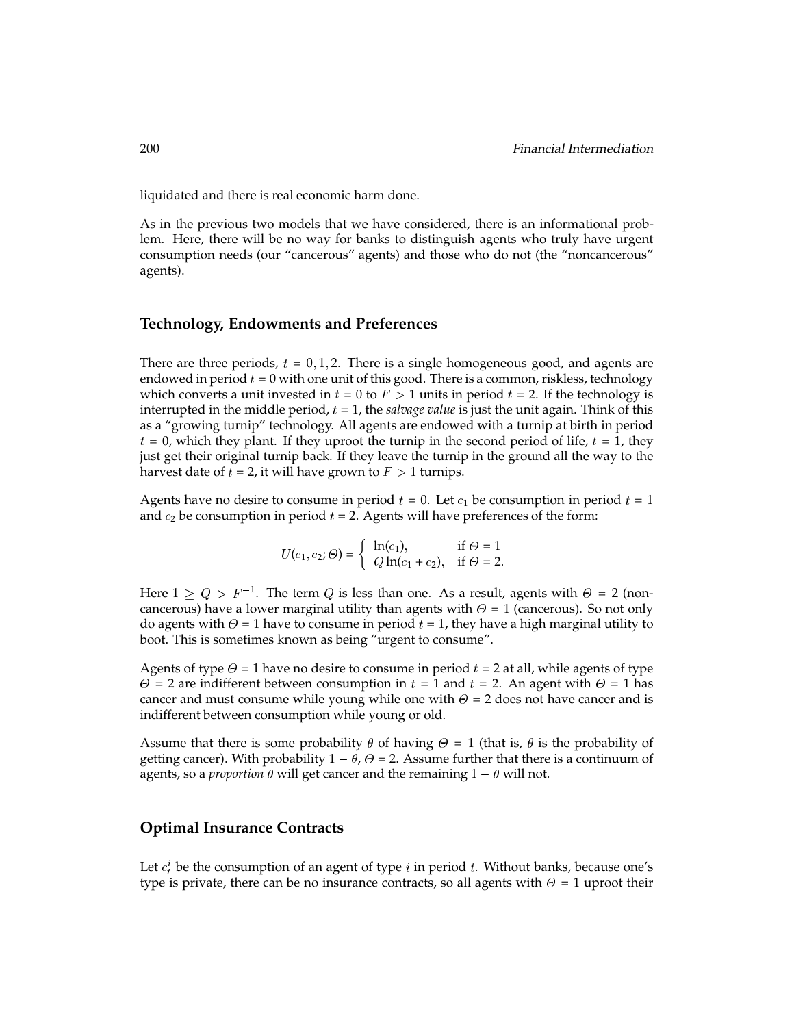liquidated and there is real economic harm done.

As in the previous two models that we have considered, there is an informational problem. Here, there will be no way for banks to distinguish agents who truly have urgent consumption needs (our "cancerous" agents) and those who do not (the "noncancerous" agents).

## Technology, Endowments and Preferences

There are three periods, $t = 0, 1, 2$. There is a single homogeneous good, and agents are endowed in period $t = 0$ with one unit of this good. There is a common, riskless, technology which converts a unit invested in $t = 0$ to $F > 1$ units in period $t = 2$. If the technology is interrupted in the middle period, $t = 1$, the *salvage value* is just the unit again. Think of this as a "growing turnip" technology. All agents are endowed with a turnip at birth in period $t = 0$, which they plant. If they uproot the turnip in the second period of life, $t = 1$, they just get their original turnip back. If they leave the turnip in the ground all the way to the harvest date of $t = 2$, it will have grown to $F > 1$ turnips.

Agents have no desire to consume in period $t = 0$. Let $c_1$ be consumption in period $t = 1$ and $c_2$ be consumption in period $t = 2$. Agents will have preferences of the form:

$$U(c_1, c_2; \Theta) = \begin{cases} \ln(c_1), & \text{if } \Theta = 1 \\ Q \ln(c_1 + c_2), & \text{if } \Theta = 2. \end{cases}$$

Here $1 \geq Q > F^{-1}$. The term $Q$ is less than one. As a result, agents with $\Theta = 2$ (noncancerous) have a lower marginal utility than agents with $\Theta = 1$ (cancerous). So not only do agents with $\Theta = 1$ have to consume in period $t = 1$, they have a high marginal utility to boot. This is sometimes known as being "urgent to consume".

Agents of type $\Theta = 1$ have no desire to consume in period $t = 2$ at all, while agents of type $\Theta = 2$ are indifferent between consumption in $t = 1$ and $t = 2$. An agent with $\Theta = 1$ has cancer and must consume while young while one with $\Theta = 2$ does not have cancer and is indifferent between consumption while young or old.

Assume that there is some probability $\theta$ of having $\Theta = 1$ (that is, $\theta$ is the probability of getting cancer). With probability $1 - \theta$, $\Theta = 2$. Assume further that there is a continuum of agents, so a *proportion* $\theta$ will get cancer and the remaining $1 - \theta$ will not.

## Optimal Insurance Contracts

Let $c_t^i$ be the consumption of an agent of type $i$ in period $t$. Without banks, because one's type is private, there can be no insurance contracts, so all agents with $\Theta = 1$ uproot their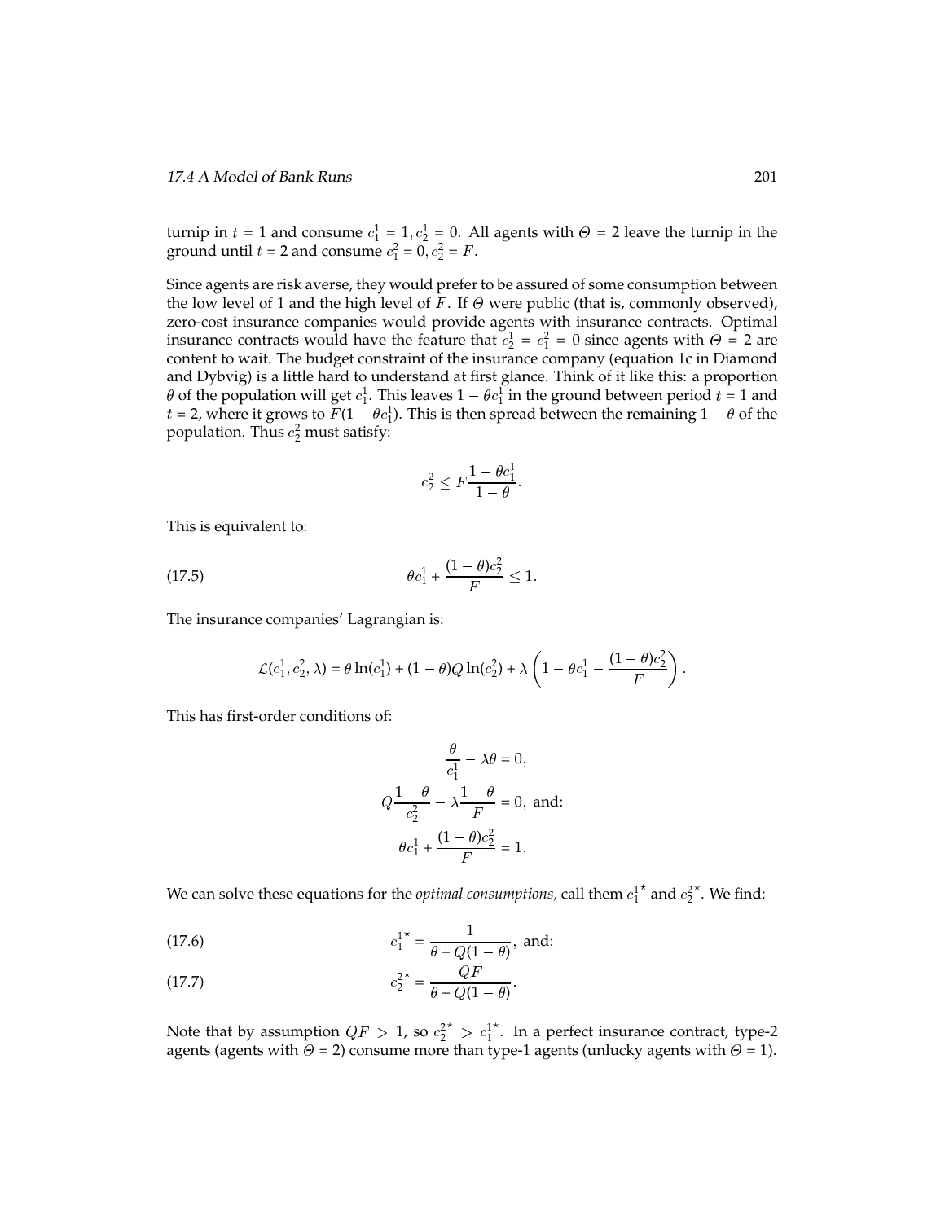turnip in $t = 1$ and consume $c_1^1 = 1, c_2^1 = 0$. All agents with $\Theta = 2$ leave the turnip in the ground until $t = 2$ and consume $c_1^2 = 0, c_2^2 = F$.

Since agents are risk averse, they would prefer to be assured of some consumption between the low level of 1 and the high level of $F$. If $\Theta$ were public (that is, commonly observed), zero-cost insurance companies would provide agents with insurance contracts. Optimal insurance contracts would have the feature that $c_2^1 = c_1^2 = 0$ since agents with $\Theta = 2$ are content to wait. The budget constraint of the insurance company (equation 1c in Diamond and Dybvig) is a little hard to understand at first glance. Think of it like this: a proportion $\theta$ of the population will get $c_1^1$. This leaves $1 - \theta c_1^1$ in the ground between period $t = 1$ and $t = 2$, where it grows to $F(1 - \theta c_1^1)$. This is then spread between the remaining $1 - \theta$ of the population. Thus $c_2^2$ must satisfy:

$$c_2^2 \leq F\frac{1 - \theta c_1^1}{1 - \theta}.$$

This is equivalent to:

$$\theta c_1^1 + \frac{(1 - \theta)c_2^2}{F} \leq 1. \tag{17.5}$$

The insurance companies' Lagrangian is:

$$\mathcal{L}(c_1^1, c_2^2, \lambda) = \theta \ln(c_1^1) + (1 - \theta)Q \ln(c_2^2) + \lambda \left(1 - \theta c_1^1 - \frac{(1 - \theta)c_2^2}{F}\right).$$

This has first-order conditions of:

$$\frac{\theta}{c_1^1} - \lambda\theta = 0,$$

$$Q\frac{1 - \theta}{c_2^2} - \lambda\frac{1 - \theta}{F} = 0, \text{ and:}$$

$$\theta c_1^1 + \frac{(1 - \theta)c_2^2}{F} = 1.$$

We can solve these equations for the *optimal consumptions*, call them $c_1^{1\star}$ and $c_2^{2\star}$. We find:

$$c_1^{1\star} = \frac{1}{\theta + Q(1 - \theta)}, \text{ and:} \tag{17.6}$$

$$c_2^{2\star} = \frac{QF}{\theta + Q(1 - \theta)}. \tag{17.7}$$

Note that by assumption $QF > 1$, so $c_2^{2\star} > c_1^{1\star}$. In a perfect insurance contract, type-2 agents (agents with $\Theta = 2$) consume more than type-1 agents (unlucky agents with $\Theta = 1$).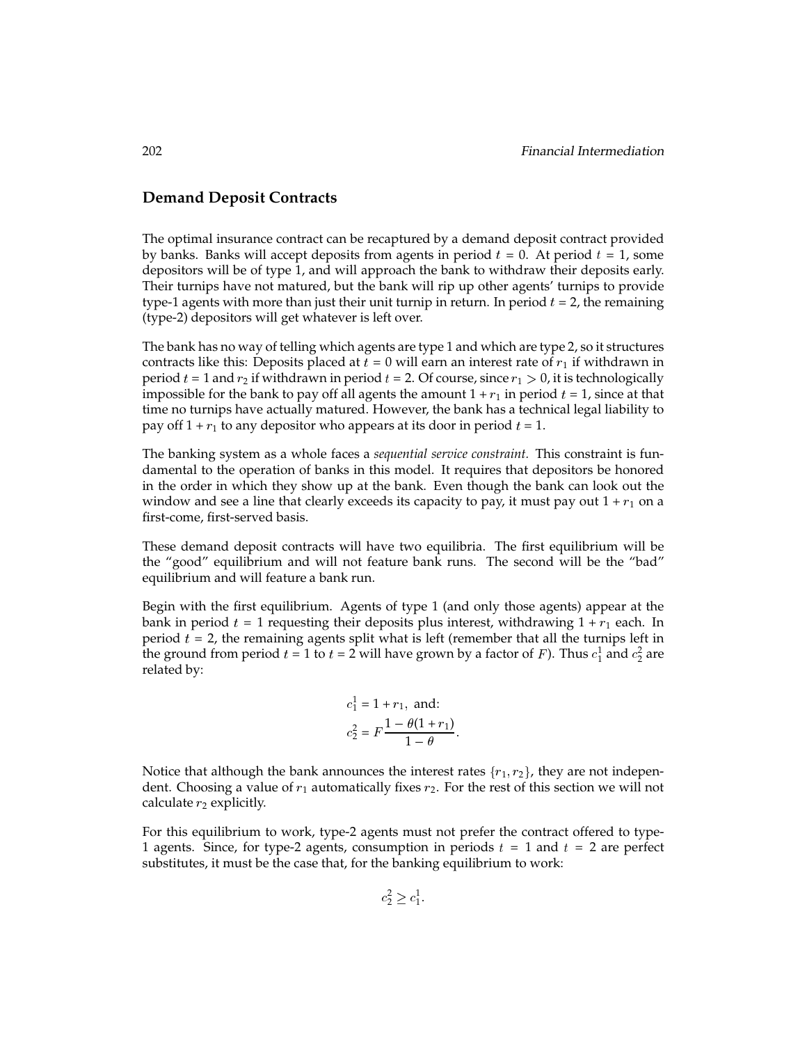## Demand Deposit Contracts

The optimal insurance contract can be recaptured by a demand deposit contract provided by banks. Banks will accept deposits from agents in period $t = 0$. At period $t = 1$, some depositors will be of type 1, and will approach the bank to withdraw their deposits early. Their turnips have not matured, but the bank will rip up other agents' turnips to provide type-1 agents with more than just their unit turnip in return. In period $t = 2$, the remaining (type-2) depositors will get whatever is left over.

The bank has no way of telling which agents are type 1 and which are type 2, so it structures contracts like this: Deposits placed at $t = 0$ will earn an interest rate of $r_1$ if withdrawn in period $t = 1$ and $r_2$ if withdrawn in period $t = 2$. Of course, since $r_1 > 0$, it is technologically impossible for the bank to pay off all agents the amount $1 + r_1$ in period $t = 1$, since at that time no turnips have actually matured. However, the bank has a technical legal liability to pay off $1 + r_1$ to any depositor who appears at its door in period $t = 1$.

The banking system as a whole faces a *sequential service constraint.* This constraint is fundamental to the operation of banks in this model. It requires that depositors be honored in the order in which they show up at the bank. Even though the bank can look out the window and see a line that clearly exceeds its capacity to pay, it must pay out $1 + r_1$ on a first-come, first-served basis.

These demand deposit contracts will have two equilibria. The first equilibrium will be the "good" equilibrium and will not feature bank runs. The second will be the "bad" equilibrium and will feature a bank run.

Begin with the first equilibrium. Agents of type 1 (and only those agents) appear at the bank in period $t = 1$ requesting their deposits plus interest, withdrawing $1 + r_1$ each. In period $t = 2$, the remaining agents split what is left (remember that all the turnips left in the ground from period $t = 1$ to $t = 2$ will have grown by a factor of $F$). Thus $c_1^1$ and $c_2^2$ are related by:

$$c_1^1 = 1 + r_1, \text{ and:}$$
$$c_2^2 = F\frac{1 - \theta(1 + r_1)}{1 - \theta}.$$

Notice that although the bank announces the interest rates $\{r_1, r_2\}$, they are not independent. Choosing a value of $r_1$ automatically fixes $r_2$. For the rest of this section we will not calculate $r_2$ explicitly.

For this equilibrium to work, type-2 agents must not prefer the contract offered to type-1 agents. Since, for type-2 agents, consumption in periods $t = 1$ and $t = 2$ are perfect substitutes, it must be the case that, for the banking equilibrium to work:

$$c_2^2 \geq c_1^1.$$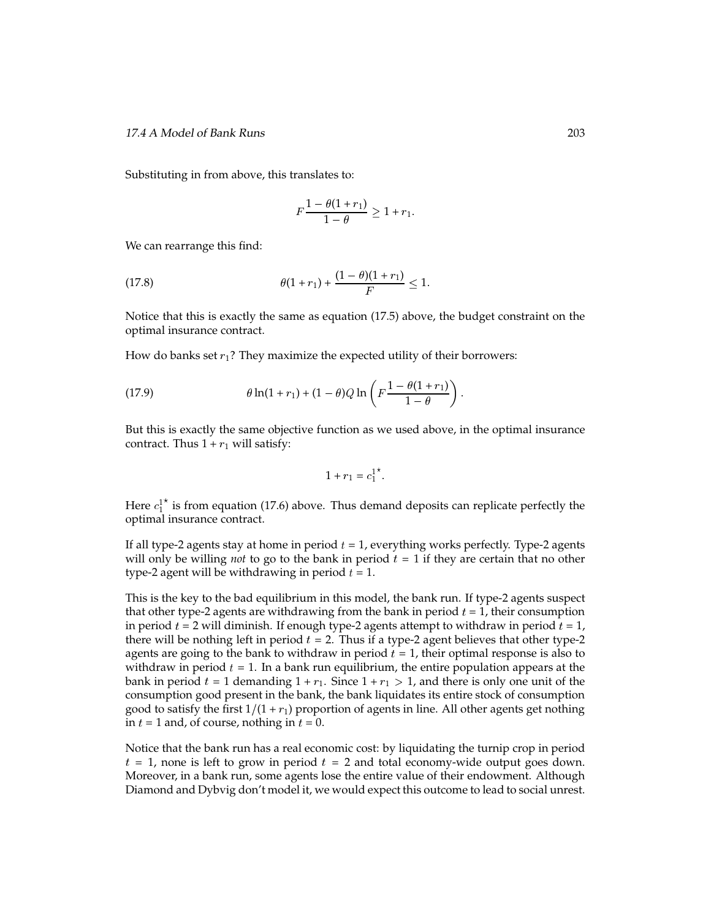Substituting in from above, this translates to:

$$F\frac{1-\theta(1+r_1)}{1-\theta} \geq 1+r_1.$$

We can rearrange this find:

$$\theta(1+r_1) + \frac{(1-\theta)(1+r_1)}{F} \leq 1. \tag{17.8}$$

Notice that this is exactly the same as equation (17.5) above, the budget constraint on the optimal insurance contract.

How do banks set $r_1$? They maximize the expected utility of their borrowers:

$$\theta \ln(1+r_1) + (1-\theta)Q \ln\left(F\frac{1-\theta(1+r_1)}{1-\theta}\right). \tag{17.9}$$

But this is exactly the same objective function as we used above, in the optimal insurance contract. Thus $1+r_1$ will satisfy:

$$1+r_1 = c_1^{1\star}.$$

Here $c_1^{1\star}$ is from equation (17.6) above. Thus demand deposits can replicate perfectly the optimal insurance contract.

If all type-2 agents stay at home in period $t=1$, everything works perfectly. Type-2 agents will only be willing *not* to go to the bank in period $t=1$ if they are certain that no other type-2 agent will be withdrawing in period $t=1$.

This is the key to the bad equilibrium in this model, the bank run. If type-2 agents suspect that other type-2 agents are withdrawing from the bank in period $t=1$, their consumption in period $t=2$ will diminish. If enough type-2 agents attempt to withdraw in period $t=1$, there will be nothing left in period $t=2$. Thus if a type-2 agent believes that other type-2 agents are going to the bank to withdraw in period $t=1$, their optimal response is also to withdraw in period $t=1$. In a bank run equilibrium, the entire population appears at the bank in period $t=1$ demanding $1+r_1$. Since $1+r_1 > 1$, and there is only one unit of the consumption good present in the bank, the bank liquidates its entire stock of consumption good to satisfy the first $1/(1+r_1)$ proportion of agents in line. All other agents get nothing in $t=1$ and, of course, nothing in $t=0$.

Notice that the bank run has a real economic cost: by liquidating the turnip crop in period $t=1$, none is left to grow in period $t=2$ and total economy-wide output goes down. Moreover, in a bank run, some agents lose the entire value of their endowment. Although Diamond and Dybvig don't model it, we would expect this outcome to lead to social unrest.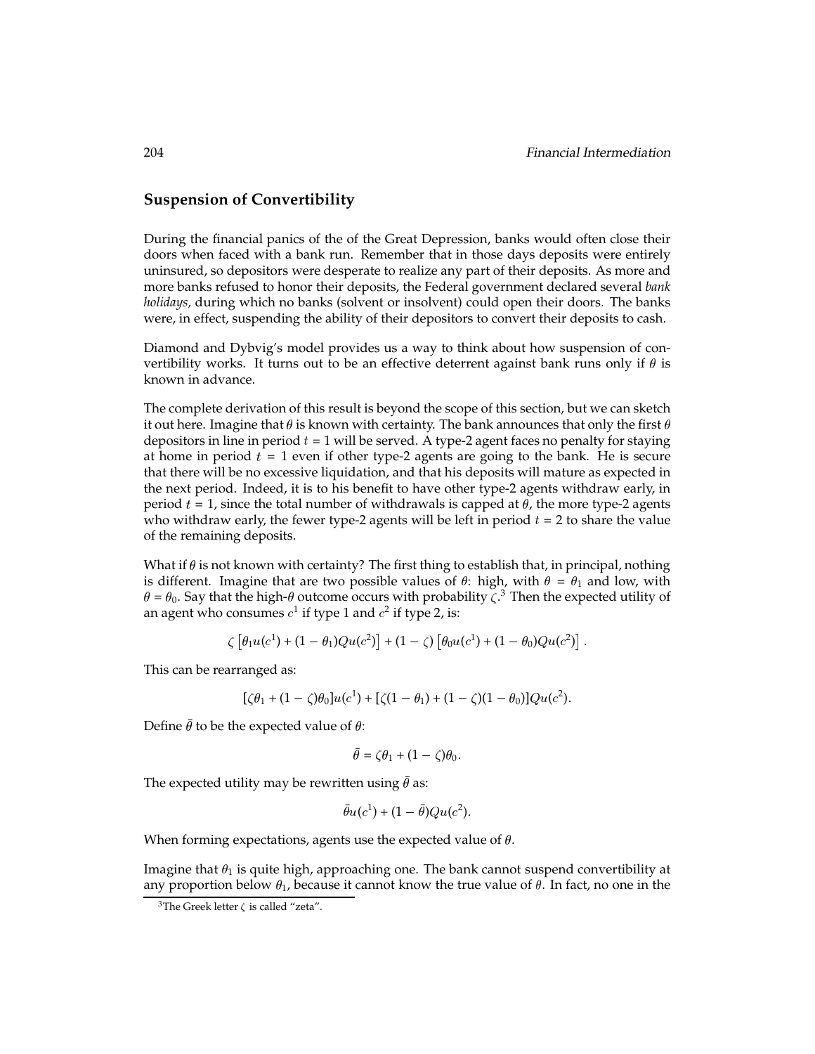## Suspension of Convertibility

During the financial panics of the of the Great Depression, banks would often close their doors when faced with a bank run. Remember that in those days deposits were entirely uninsured, so depositors were desperate to realize any part of their deposits. As more and more banks refused to honor their deposits, the Federal government declared several *bank holidays,* during which no banks (solvent or insolvent) could open their doors. The banks were, in effect, suspending the ability of their depositors to convert their deposits to cash.

Diamond and Dybvig's model provides us a way to think about how suspension of convertibility works. It turns out to be an effective deterrent against bank runs only if $\theta$ is known in advance.

The complete derivation of this result is beyond the scope of this section, but we can sketch it out here. Imagine that $\theta$ is known with certainty. The bank announces that only the first $\theta$ depositors in line in period $t = 1$ will be served. A type-2 agent faces no penalty for staying at home in period $t = 1$ even if other type-2 agents are going to the bank. He is secure that there will be no excessive liquidation, and that his deposits will mature as expected in the next period. Indeed, it is to his benefit to have other type-2 agents withdraw early, in period $t = 1$, since the total number of withdrawals is capped at $\theta$, the more type-2 agents who withdraw early, the fewer type-2 agents will be left in period $t = 2$ to share the value of the remaining deposits.

What if $\theta$ is not known with certainty? The first thing to establish that, in principal, nothing is different. Imagine that are two possible values of $\theta$: high, with $\theta = \theta_1$ and low, with $\theta = \theta_0$. Say that the high-$\theta$ outcome occurs with probability $\zeta$.[3] Then the expected utility of an agent who consumes $c^1$ if type 1 and $c^2$ if type 2, is:

$$\zeta\left[\theta_1 u(c^1) + (1-\theta_1)Qu(c^2)\right] + (1-\zeta)\left[\theta_0 u(c^1) + (1-\theta_0)Qu(c^2)\right].$$

This can be rearranged as:

$$[\zeta\theta_1 + (1-\zeta)\theta_0]u(c^1) + [\zeta(1-\theta_1) + (1-\zeta)(1-\theta_0)]Qu(c^2).$$

Define $\bar{\theta}$ to be the expected value of $\theta$:

$$\bar{\theta} = \zeta\theta_1 + (1-\zeta)\theta_0.$$

The expected utility may be rewritten using $\bar{\theta}$ as:

$$\bar{\theta}u(c^1) + (1-\bar{\theta})Qu(c^2).$$

When forming expectations, agents use the expected value of $\theta$.

Imagine that $\theta_1$ is quite high, approaching one. The bank cannot suspend convertibility at any proportion below $\theta_1$, because it cannot know the true value of $\theta$. In fact, no one in the

[3] The Greek letter $\zeta$ is called "zeta".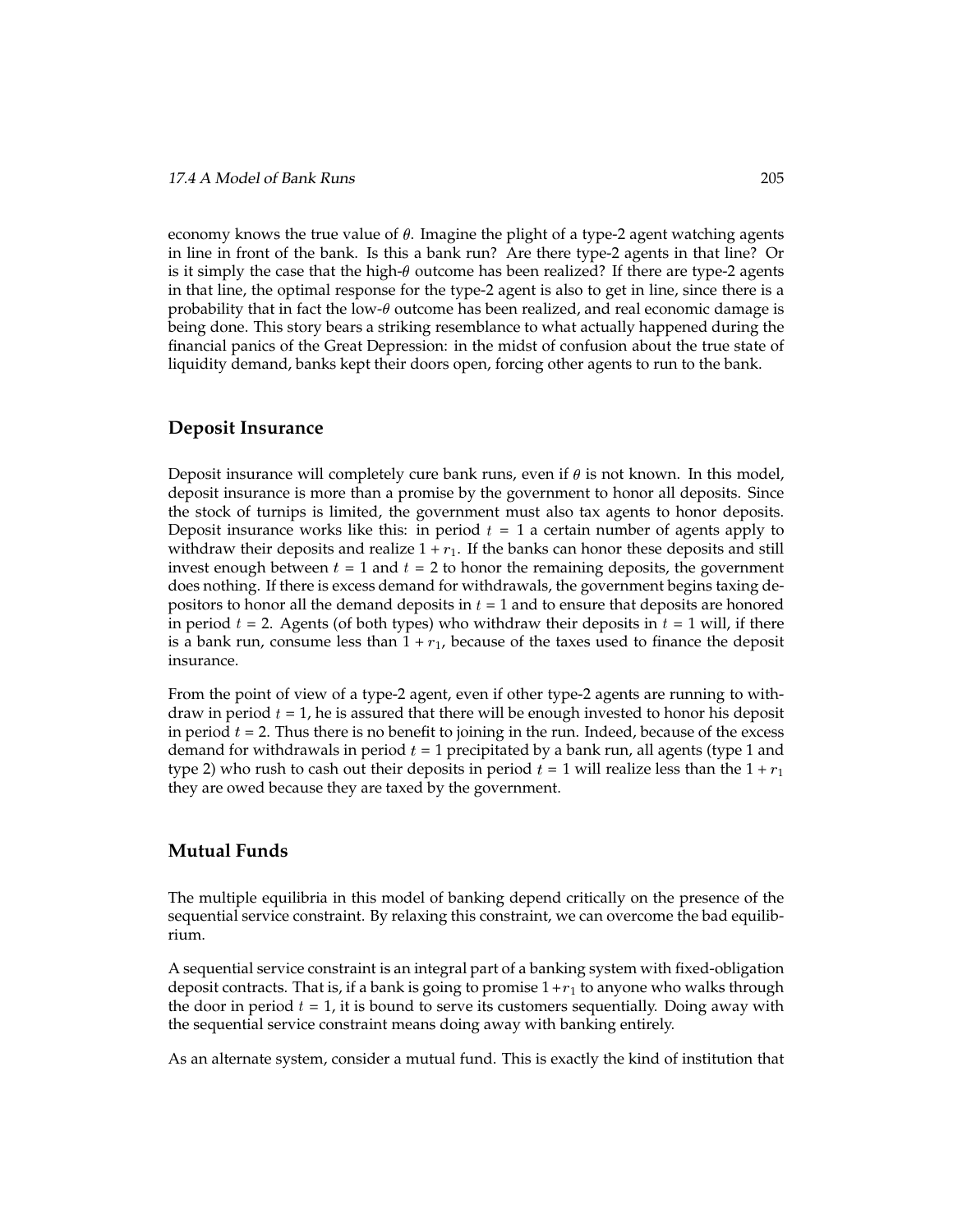economy knows the true value of $\theta$. Imagine the plight of a type-2 agent watching agents in line in front of the bank. Is this a bank run? Are there type-2 agents in that line? Or is it simply the case that the high-$\theta$ outcome has been realized? If there are type-2 agents in that line, the optimal response for the type-2 agent is also to get in line, since there is a probability that in fact the low-$\theta$ outcome has been realized, and real economic damage is being done. This story bears a striking resemblance to what actually happened during the financial panics of the Great Depression: in the midst of confusion about the true state of liquidity demand, banks kept their doors open, forcing other agents to run to the bank.

### Deposit Insurance

Deposit insurance will completely cure bank runs, even if $\theta$ is not known. In this model, deposit insurance is more than a promise by the government to honor all deposits. Since the stock of turnips is limited, the government must also tax agents to honor deposits. Deposit insurance works like this: in period $t = 1$ a certain number of agents apply to withdraw their deposits and realize $1 + r_1$. If the banks can honor these deposits and still invest enough between $t = 1$ and $t = 2$ to honor the remaining deposits, the government does nothing. If there is excess demand for withdrawals, the government begins taxing depositors to honor all the demand deposits in $t = 1$ and to ensure that deposits are honored in period $t = 2$. Agents (of both types) who withdraw their deposits in $t = 1$ will, if there is a bank run, consume less than $1 + r_1$, because of the taxes used to finance the deposit insurance.

From the point of view of a type-2 agent, even if other type-2 agents are running to withdraw in period $t = 1$, he is assured that there will be enough invested to honor his deposit in period $t = 2$. Thus there is no benefit to joining in the run. Indeed, because of the excess demand for withdrawals in period $t = 1$ precipitated by a bank run, all agents (type 1 and type 2) who rush to cash out their deposits in period $t = 1$ will realize less than the $1 + r_1$ they are owed because they are taxed by the government.

### Mutual Funds

The multiple equilibria in this model of banking depend critically on the presence of the sequential service constraint. By relaxing this constraint, we can overcome the bad equilibrium.

A sequential service constraint is an integral part of a banking system with fixed-obligation deposit contracts. That is, if a bank is going to promise $1 + r_1$ to anyone who walks through the door in period $t = 1$, it is bound to serve its customers sequentially. Doing away with the sequential service constraint means doing away with banking entirely.

As an alternate system, consider a mutual fund. This is exactly the kind of institution that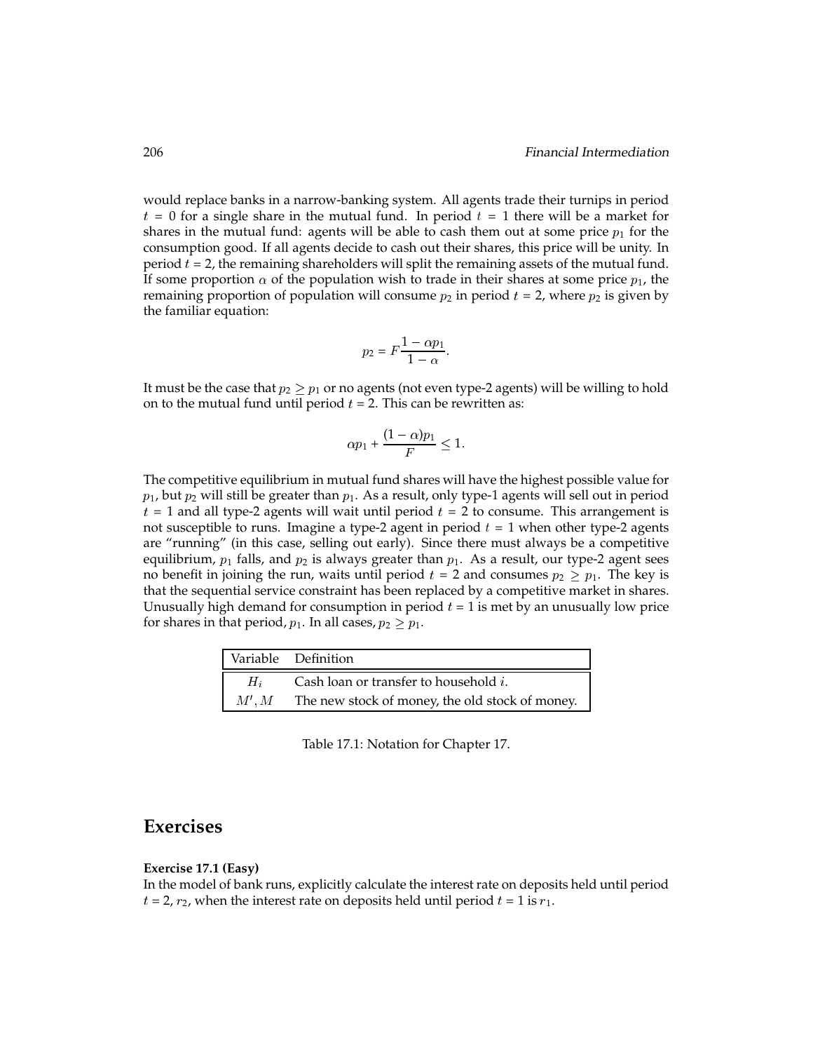would replace banks in a narrow-banking system. All agents trade their turnips in period $t = 0$ for a single share in the mutual fund. In period $t = 1$ there will be a market for shares in the mutual fund: agents will be able to cash them out at some price $p_1$ for the consumption good. If all agents decide to cash out their shares, this price will be unity. In period $t = 2$, the remaining shareholders will split the remaining assets of the mutual fund. If some proportion $\alpha$ of the population wish to trade in their shares at some price $p_1$, the remaining proportion of population will consume $p_2$ in period $t = 2$, where $p_2$ is given by the familiar equation:

$$p_2 = F\frac{1 - \alpha p_1}{1 - \alpha}.$$

It must be the case that $p_2 \geq p_1$ or no agents (not even type-2 agents) will be willing to hold on to the mutual fund until period $t = 2$. This can be rewritten as:

$$\alpha p_1 + \frac{(1 - \alpha)p_1}{F} \leq 1.$$

The competitive equilibrium in mutual fund shares will have the highest possible value for $p_1$, but $p_2$ will still be greater than $p_1$. As a result, only type-1 agents will sell out in period $t = 1$ and all type-2 agents will wait until period $t = 2$ to consume. This arrangement is not susceptible to runs. Imagine a type-2 agent in period $t = 1$ when other type-2 agents are "running" (in this case, selling out early). Since there must always be a competitive equilibrium, $p_1$ falls, and $p_2$ is always greater than $p_1$. As a result, our type-2 agent sees no benefit in joining the run, waits until period $t = 2$ and consumes $p_2 \geq p_1$. The key is that the sequential service constraint has been replaced by a competitive market in shares. Unusually high demand for consumption in period $t = 1$ is met by an unusually low price for shares in that period, $p_1$. In all cases, $p_2 \geq p_1$.

| Variable | Definition |
|---|---|
| $H_i$ | Cash loan or transfer to household $i$. |
| $M', M$ | The new stock of money, the old stock of money. |

Table 17.1: Notation for Chapter 17.

## Exercises

**Exercise 17.1 (Easy)**
In the model of bank runs, explicitly calculate the interest rate on deposits held until period $t = 2$, $r_2$, when the interest rate on deposits held until period $t = 1$ is $r_1$.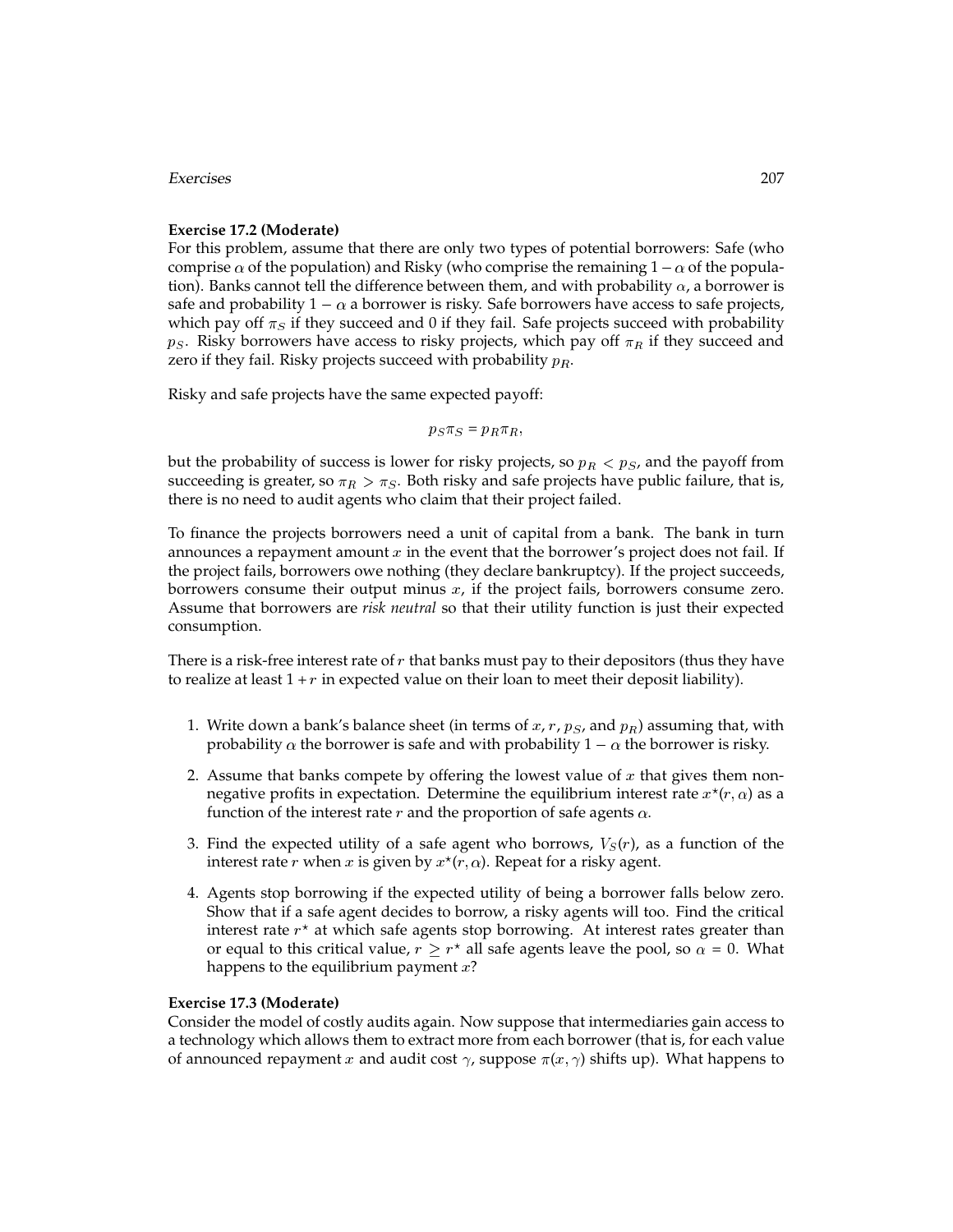**Exercise 17.2 (Moderate)**
For this problem, assume that there are only two types of potential borrowers: Safe (who comprise $\alpha$ of the population) and Risky (who comprise the remaining $1 - \alpha$ of the population). Banks cannot tell the difference between them, and with probability $\alpha$, a borrower is safe and probability $1 - \alpha$ a borrower is risky. Safe borrowers have access to safe projects, which pay off $\pi_S$ if they succeed and 0 if they fail. Safe projects succeed with probability $p_S$. Risky borrowers have access to risky projects, which pay off $\pi_R$ if they succeed and zero if they fail. Risky projects succeed with probability $p_R$.

Risky and safe projects have the same expected payoff:

$$p_S \pi_S = p_R \pi_R,$$

but the probability of success is lower for risky projects, so $p_R < p_S$, and the payoff from succeeding is greater, so $\pi_R > \pi_S$. Both risky and safe projects have public failure, that is, there is no need to audit agents who claim that their project failed.

To finance the projects borrowers need a unit of capital from a bank. The bank in turn announces a repayment amount $x$ in the event that the borrower's project does not fail. If the project fails, borrowers owe nothing (they declare bankruptcy). If the project succeeds, borrowers consume their output minus $x$, if the project fails, borrowers consume zero. Assume that borrowers are *risk neutral* so that their utility function is just their expected consumption.

There is a risk-free interest rate of $r$ that banks must pay to their depositors (thus they have to realize at least $1 + r$ in expected value on their loan to meet their deposit liability).

1. Write down a bank's balance sheet (in terms of $x$, $r$, $p_S$, and $p_R$) assuming that, with probability $\alpha$ the borrower is safe and with probability $1 - \alpha$ the borrower is risky.

2. Assume that banks compete by offering the lowest value of $x$ that gives them non-negative profits in expectation. Determine the equilibrium interest rate $x^\star(r, \alpha)$ as a function of the interest rate $r$ and the proportion of safe agents $\alpha$.

3. Find the expected utility of a safe agent who borrows, $V_S(r)$, as a function of the interest rate $r$ when $x$ is given by $x^\star(r, \alpha)$. Repeat for a risky agent.

4. Agents stop borrowing if the expected utility of being a borrower falls below zero. Show that if a safe agent decides to borrow, a risky agents will too. Find the critical interest rate $r^\star$ at which safe agents stop borrowing. At interest rates greater than or equal to this critical value, $r \geq r^\star$ all safe agents leave the pool, so $\alpha = 0$. What happens to the equilibrium payment $x$?

**Exercise 17.3 (Moderate)**
Consider the model of costly audits again. Now suppose that intermediaries gain access to a technology which allows them to extract more from each borrower (that is, for each value of announced repayment $x$ and audit cost $\gamma$, suppose $\pi(x, \gamma)$ shifts up). What happens to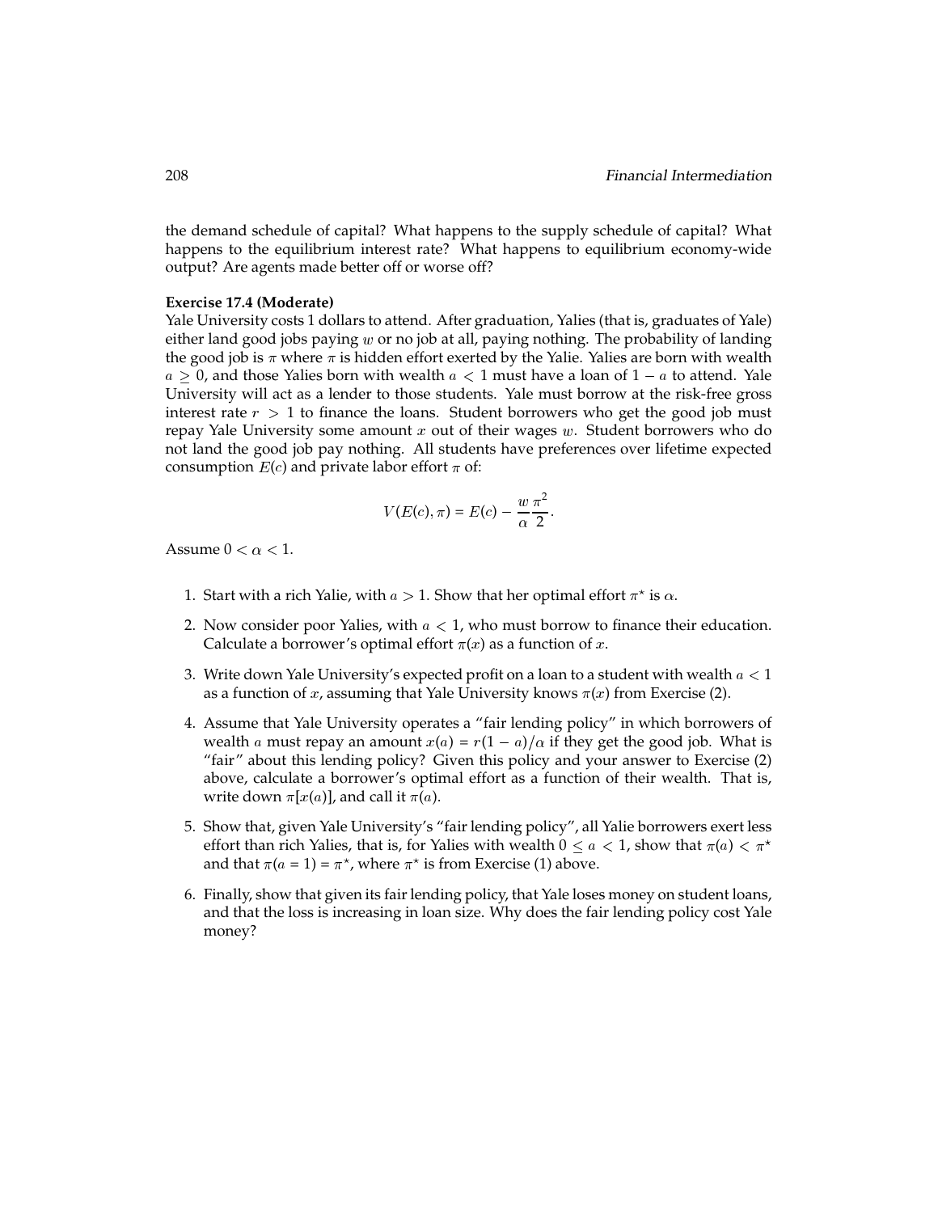the demand schedule of capital? What happens to the supply schedule of capital? What happens to the equilibrium interest rate? What happens to equilibrium economy-wide output? Are agents made better off or worse off?

**Exercise 17.4 (Moderate)**

Yale University costs 1 dollars to attend. After graduation, Yalies (that is, graduates of Yale) either land good jobs paying $w$ or no job at all, paying nothing. The probability of landing the good job is $\pi$ where $\pi$ is hidden effort exerted by the Yalie. Yalies are born with wealth $a \geq 0$, and those Yalies born with wealth $a < 1$ must have a loan of $1 - a$ to attend. Yale University will act as a lender to those students. Yale must borrow at the risk-free gross interest rate $r > 1$ to finance the loans. Student borrowers who get the good job must repay Yale University some amount $x$ out of their wages $w$. Student borrowers who do not land the good job pay nothing. All students have preferences over lifetime expected consumption $E(c)$ and private labor effort $\pi$ of:

$$V(E(c), \pi) = E(c) - \frac{w}{\alpha}\frac{\pi^2}{2}.$$

Assume $0 < \alpha < 1$.

1. Start with a rich Yalie, with $a > 1$. Show that her optimal effort $\pi^\star$ is $\alpha$.
2. Now consider poor Yalies, with $a < 1$, who must borrow to finance their education. Calculate a borrower's optimal effort $\pi(x)$ as a function of $x$.
3. Write down Yale University's expected profit on a loan to a student with wealth $a < 1$ as a function of $x$, assuming that Yale University knows $\pi(x)$ from Exercise (2).
4. Assume that Yale University operates a "fair lending policy" in which borrowers of wealth $a$ must repay an amount $x(a) = r(1 - a)/\alpha$ if they get the good job. What is "fair" about this lending policy? Given this policy and your answer to Exercise (2) above, calculate a borrower's optimal effort as a function of their wealth. That is, write down $\pi[x(a)]$, and call it $\pi(a)$.
5. Show that, given Yale University's "fair lending policy", all Yalie borrowers exert less effort than rich Yalies, that is, for Yalies with wealth $0 \leq a < 1$, show that $\pi(a) < \pi^\star$ and that $\pi(a = 1) = \pi^\star$, where $\pi^\star$ is from Exercise (1) above.
6. Finally, show that given its fair lending policy, that Yale loses money on student loans, and that the loss is increasing in loan size. Why does the fair lending policy cost Yale money?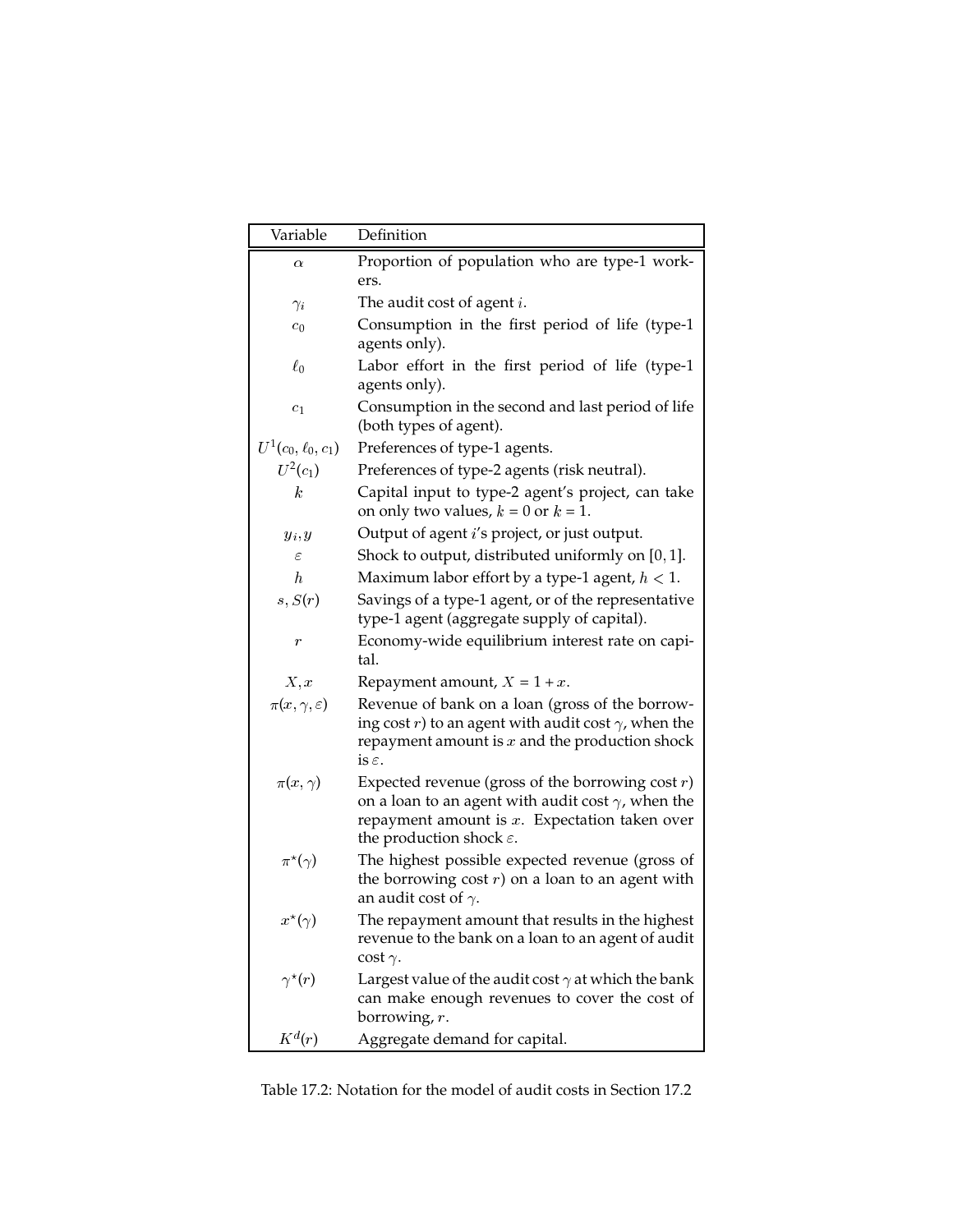| Variable | Definition |
| --- | --- |
| $\alpha$ | Proportion of population who are type-1 workers. |
| $\gamma_i$ | The audit cost of agent $i$. |
| $c_0$ | Consumption in the first period of life (type-1 agents only). |
| $\ell_0$ | Labor effort in the first period of life (type-1 agents only). |
| $c_1$ | Consumption in the second and last period of life (both types of agent). |
| $U^1(c_0, \ell_0, c_1)$ | Preferences of type-1 agents. |
| $U^2(c_1)$ | Preferences of type-2 agents (risk neutral). |
| $k$ | Capital input to type-2 agent's project, can take on only two values, $k = 0$ or $k = 1$. |
| $y_i, y$ | Output of agent $i$'s project, or just output. |
| $\varepsilon$ | Shock to output, distributed uniformly on $[0, 1]$. |
| $h$ | Maximum labor effort by a type-1 agent, $h < 1$. |
| $s, S(r)$ | Savings of a type-1 agent, or of the representative type-1 agent (aggregate supply of capital). |
| $r$ | Economy-wide equilibrium interest rate on capital. |
| $X, x$ | Repayment amount, $X = 1 + x$. |
| $\pi(x, \gamma, \varepsilon)$ | Revenue of bank on a loan (gross of the borrowing cost $r$) to an agent with audit cost $\gamma$, when the repayment amount is $x$ and the production shock is $\varepsilon$. |
| $\pi(x, \gamma)$ | Expected revenue (gross of the borrowing cost $r$) on a loan to an agent with audit cost $\gamma$, when the repayment amount is $x$. Expectation taken over the production shock $\varepsilon$. |
| $\pi^\star(\gamma)$ | The highest possible expected revenue (gross of the borrowing cost $r$) on a loan to an agent with an audit cost of $\gamma$. |
| $x^\star(\gamma)$ | The repayment amount that results in the highest revenue to the bank on a loan to an agent of audit cost $\gamma$. |
| $\gamma^\star(r)$ | Largest value of the audit cost $\gamma$ at which the bank can make enough revenues to cover the cost of borrowing, $r$. |
| $K^d(r)$ | Aggregate demand for capital. |

Table 17.2: Notation for the model of audit costs in Section 17.2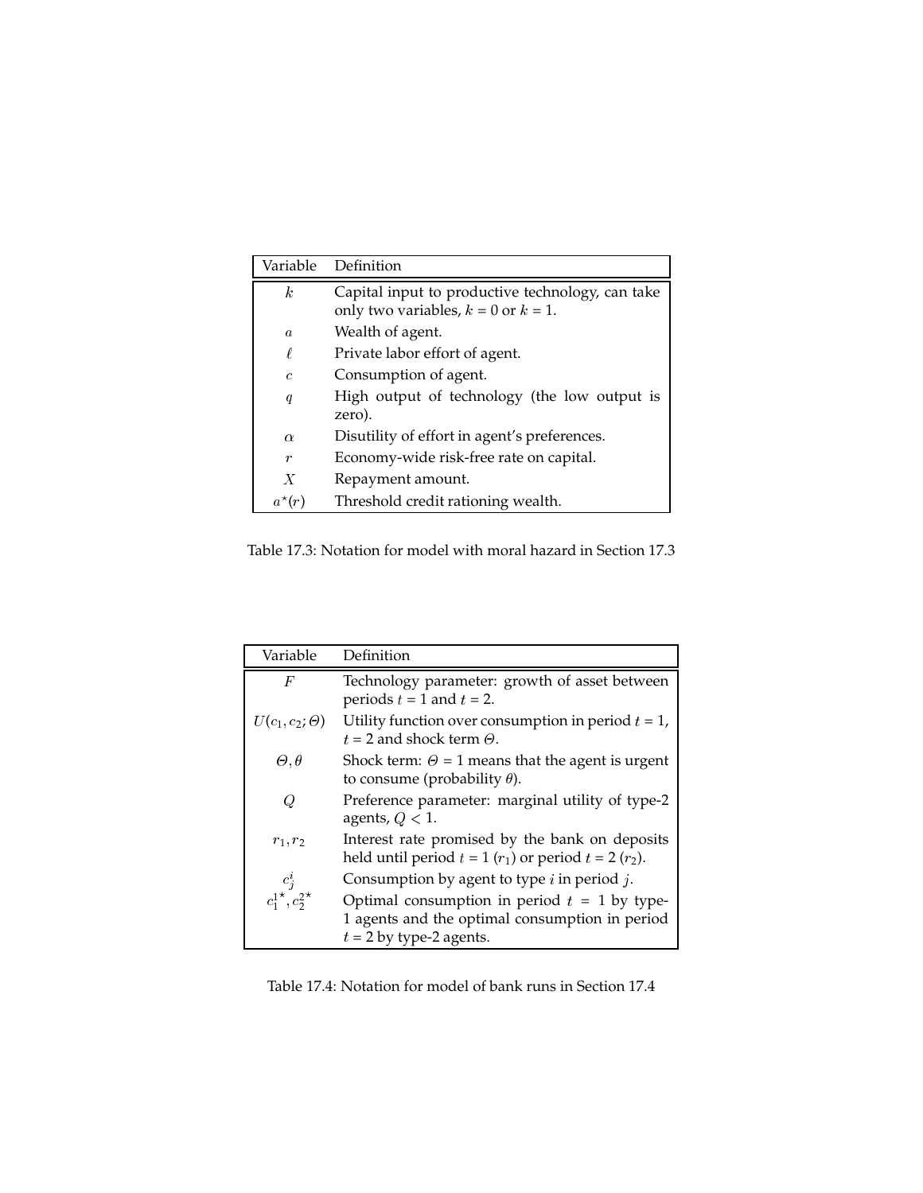| Variable | Definition |
|---|---|
| $k$ | Capital input to productive technology, can take only two variables, $k = 0$ or $k = 1$. |
| $a$ | Wealth of agent. |
| $\ell$ | Private labor effort of agent. |
| $c$ | Consumption of agent. |
| $q$ | High output of technology (the low output is zero). |
| $\alpha$ | Disutility of effort in agent's preferences. |
| $r$ | Economy-wide risk-free rate on capital. |
| $X$ | Repayment amount. |
| $a^\star(r)$ | Threshold credit rationing wealth. |

Table 17.3: Notation for model with moral hazard in Section 17.3

| Variable | Definition |
|---|---|
| $F$ | Technology parameter: growth of asset between periods $t = 1$ and $t = 2$. |
| $U(c_1, c_2; \Theta)$ | Utility function over consumption in period $t = 1$, $t = 2$ and shock term $\Theta$. |
| $\Theta, \theta$ | Shock term: $\Theta = 1$ means that the agent is urgent to consume (probability $\theta$). |
| $Q$ | Preference parameter: marginal utility of type-2 agents, $Q < 1$. |
| $r_1, r_2$ | Interest rate promised by the bank on deposits held until period $t = 1$ ($r_1$) or period $t = 2$ ($r_2$). |
| $c_j^i$ | Consumption by agent to type $i$ in period $j$. |
| $c_1^{1\star}, c_2^{2\star}$ | Optimal consumption in period $t = 1$ by type-1 agents and the optimal consumption in period $t = 2$ by type-2 agents. |

Table 17.4: Notation for model of bank runs in Section 17.4